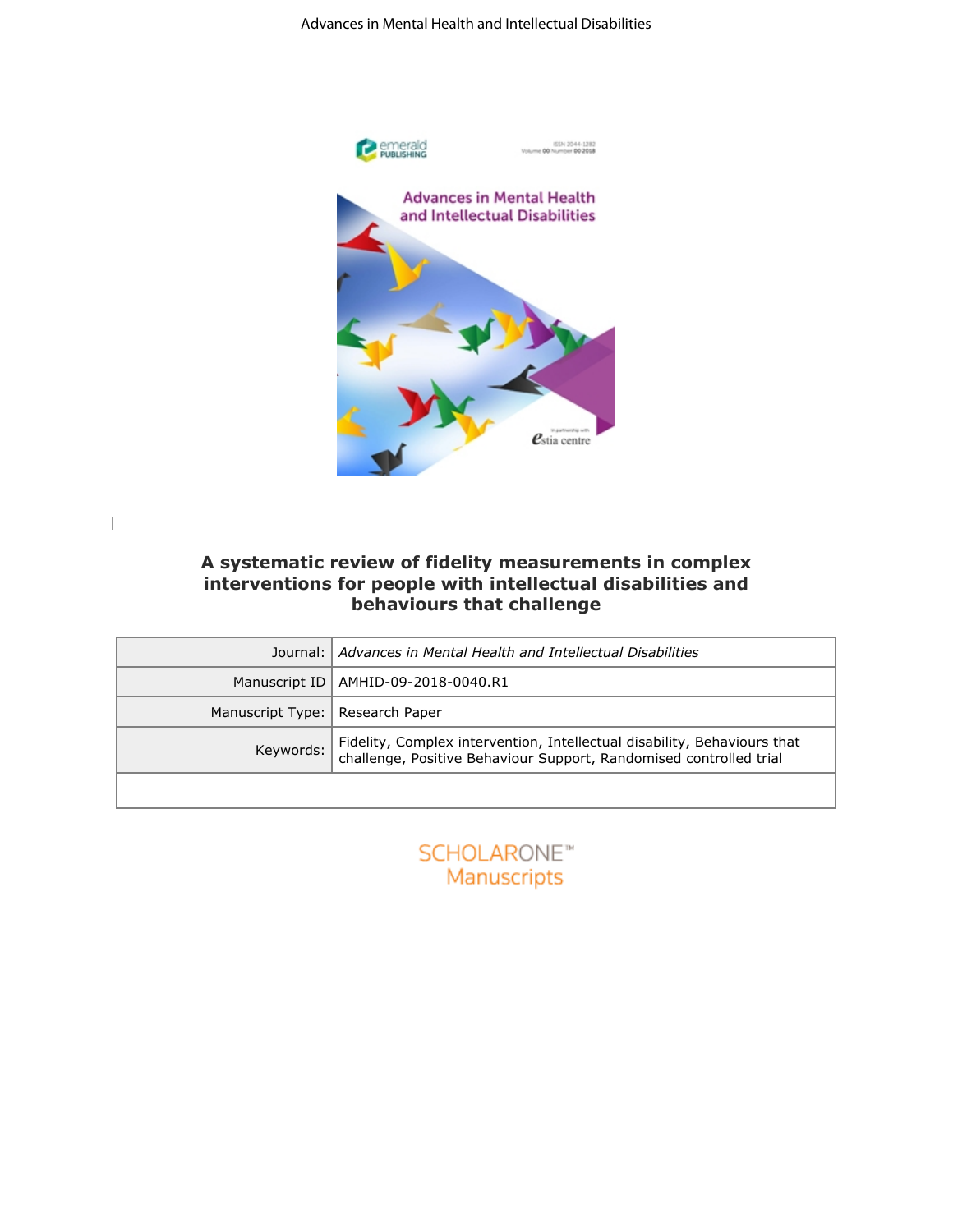# A systematic review of fidelity measurements in complex interventions for people with intellectual disabilities and behaviours that challenge

| | |
|---|---|
| Journal: | *Advances in Mental Health and Intellectual Disabilities* |
| Manuscript ID | AMHID-09-2018-0040.R1 |
| Manuscript Type: | Research Paper |
| Keywords: | Fidelity, Complex intervention, Intellectual disability, Behaviours that challenge, Positive Behaviour Support, Randomised controlled trial |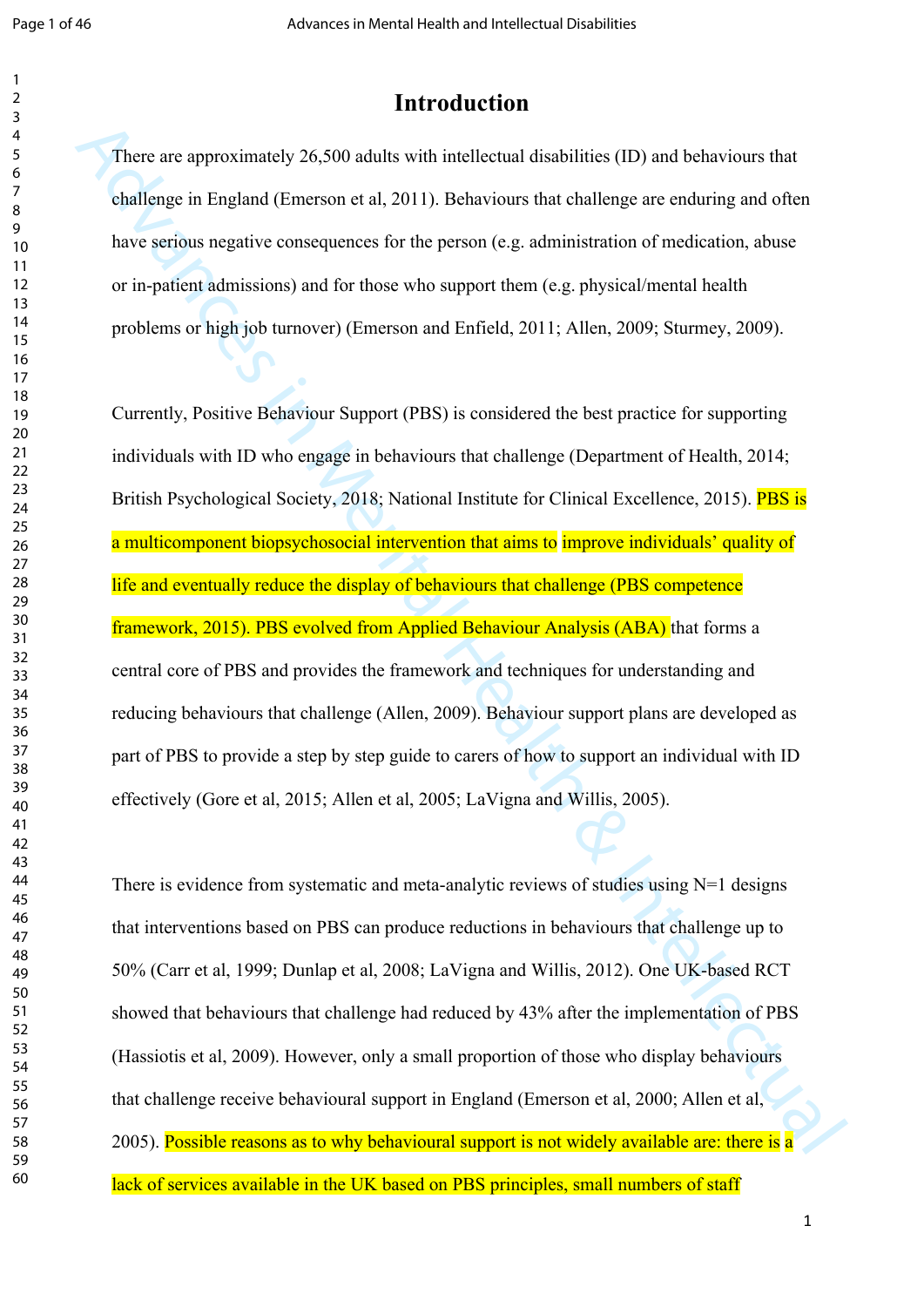# Introduction

There are approximately 26,500 adults with intellectual disabilities (ID) and behaviours that challenge in England (Emerson et al, 2011). Behaviours that challenge are enduring and often have serious negative consequences for the person (e.g. administration of medication, abuse or in-patient admissions) and for those who support them (e.g. physical/mental health problems or high job turnover) (Emerson and Enfield, 2011; Allen, 2009; Sturmey, 2009).

Currently, Positive Behaviour Support (PBS) is considered the best practice for supporting individuals with ID who engage in behaviours that challenge (Department of Health, 2014; British Psychological Society, 2018; National Institute for Clinical Excellence, 2015). PBS is a multicomponent biopsychosocial intervention that aims to improve individuals' quality of life and eventually reduce the display of behaviours that challenge (PBS competence framework, 2015). PBS evolved from Applied Behaviour Analysis (ABA) that forms a central core of PBS and provides the framework and techniques for understanding and reducing behaviours that challenge (Allen, 2009). Behaviour support plans are developed as part of PBS to provide a step by step guide to carers of how to support an individual with ID effectively (Gore et al, 2015; Allen et al, 2005; LaVigna and Willis, 2005).

There is evidence from systematic and meta-analytic reviews of studies using N=1 designs that interventions based on PBS can produce reductions in behaviours that challenge up to 50% (Carr et al, 1999; Dunlap et al, 2008; LaVigna and Willis, 2012). One UK-based RCT showed that behaviours that challenge had reduced by 43% after the implementation of PBS (Hassiotis et al, 2009). However, only a small proportion of those who display behaviours that challenge receive behavioural support in England (Emerson et al, 2000; Allen et al, 2005). Possible reasons as to why behavioural support is not widely available are: there is a lack of services available in the UK based on PBS principles, small numbers of staff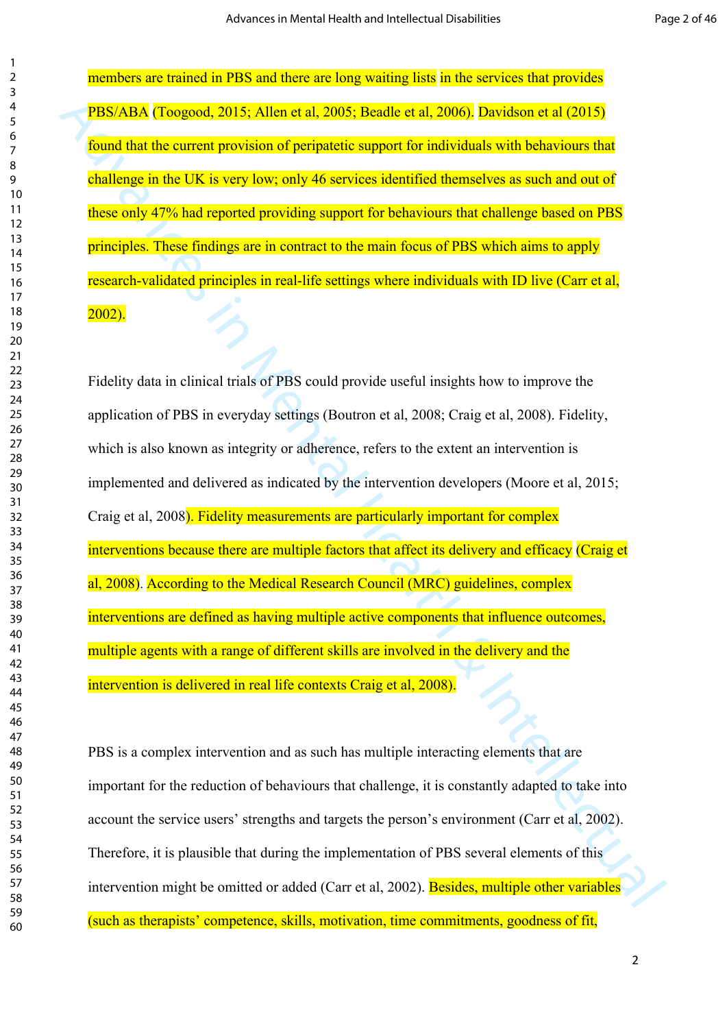members are trained in PBS and there are long waiting lists in the services that provides PBS/ABA (Toogood, 2015; Allen et al, 2005; Beadle et al, 2006). Davidson et al (2015) found that the current provision of peripatetic support for individuals with behaviours that challenge in the UK is very low; only 46 services identified themselves as such and out of these only 47% had reported providing support for behaviours that challenge based on PBS principles. These findings are in contract to the main focus of PBS which aims to apply research-validated principles in real-life settings where individuals with ID live (Carr et al, 2002).

Fidelity data in clinical trials of PBS could provide useful insights how to improve the application of PBS in everyday settings (Boutron et al, 2008; Craig et al, 2008). Fidelity, which is also known as integrity or adherence, refers to the extent an intervention is implemented and delivered as indicated by the intervention developers (Moore et al, 2015; Craig et al, 2008). Fidelity measurements are particularly important for complex interventions because there are multiple factors that affect its delivery and efficacy (Craig et al, 2008). According to the Medical Research Council (MRC) guidelines, complex interventions are defined as having multiple active components that influence outcomes, multiple agents with a range of different skills are involved in the delivery and the intervention is delivered in real life contexts Craig et al, 2008).

PBS is a complex intervention and as such has multiple interacting elements that are important for the reduction of behaviours that challenge, it is constantly adapted to take into account the service users' strengths and targets the person's environment (Carr et al, 2002). Therefore, it is plausible that during the implementation of PBS several elements of this intervention might be omitted or added (Carr et al, 2002). Besides, multiple other variables (such as therapists' competence, skills, motivation, time commitments, goodness of fit,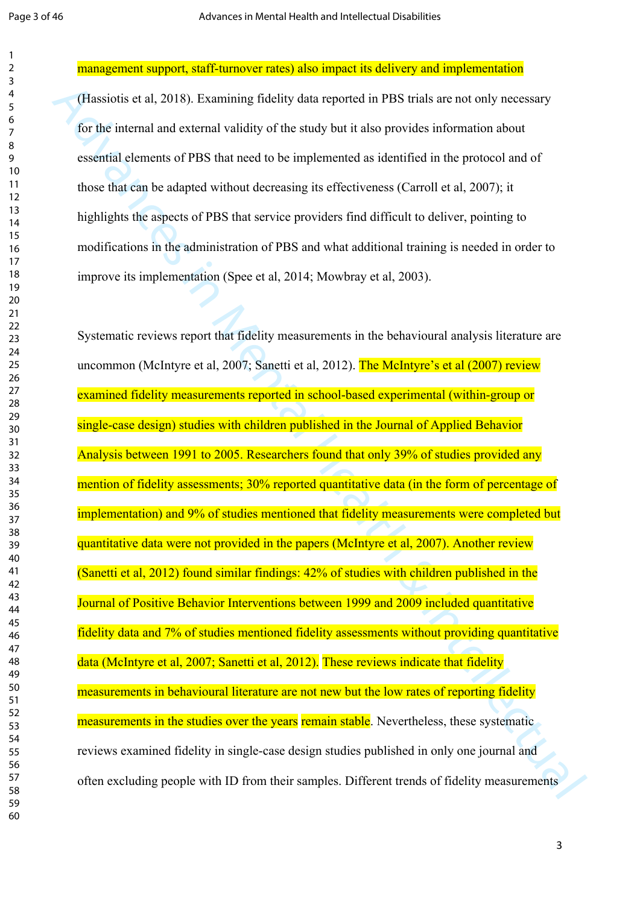management support, staff-turnover rates) also impact its delivery and implementation (Hassiotis et al, 2018). Examining fidelity data reported in PBS trials are not only necessary for the internal and external validity of the study but it also provides information about essential elements of PBS that need to be implemented as identified in the protocol and of those that can be adapted without decreasing its effectiveness (Carroll et al, 2007); it highlights the aspects of PBS that service providers find difficult to deliver, pointing to modifications in the administration of PBS and what additional training is needed in order to improve its implementation (Spee et al, 2014; Mowbray et al, 2003).

Systematic reviews report that fidelity measurements in the behavioural analysis literature are uncommon (McIntyre et al, 2007; Sanetti et al, 2012). The McIntyre's et al (2007) review examined fidelity measurements reported in school-based experimental (within-group or single-case design) studies with children published in the Journal of Applied Behavior Analysis between 1991 to 2005. Researchers found that only 39% of studies provided any mention of fidelity assessments; 30% reported quantitative data (in the form of percentage of implementation) and 9% of studies mentioned that fidelity measurements were completed but quantitative data were not provided in the papers (McIntyre et al, 2007). Another review (Sanetti et al, 2012) found similar findings: 42% of studies with children published in the Journal of Positive Behavior Interventions between 1999 and 2009 included quantitative fidelity data and 7% of studies mentioned fidelity assessments without providing quantitative data (McIntyre et al, 2007; Sanetti et al, 2012). These reviews indicate that fidelity measurements in behavioural literature are not new but the low rates of reporting fidelity measurements in the studies over the years remain stable. Nevertheless, these systematic reviews examined fidelity in single-case design studies published in only one journal and often excluding people with ID from their samples. Different trends of fidelity measurements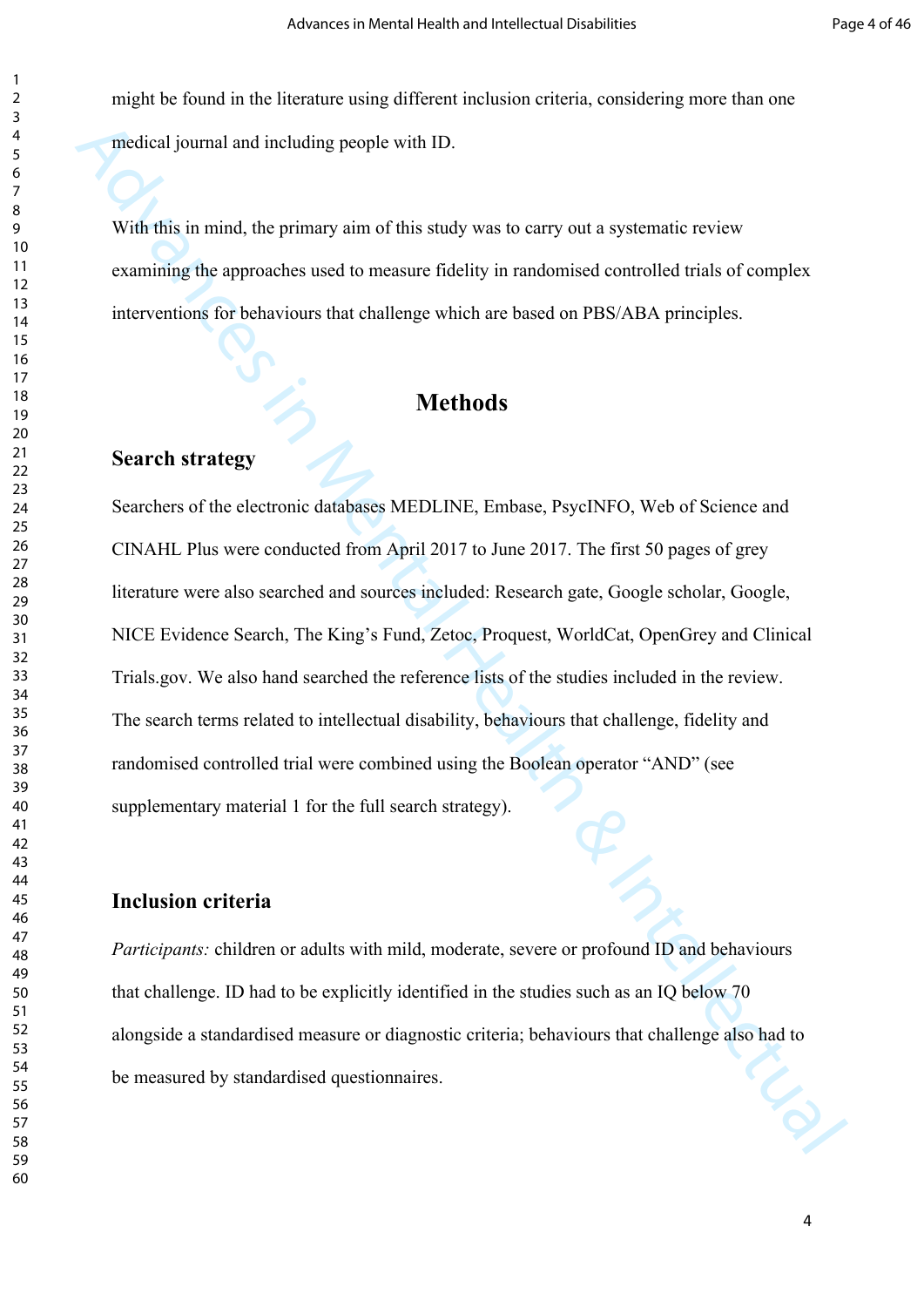might be found in the literature using different inclusion criteria, considering more than one medical journal and including people with ID.

With this in mind, the primary aim of this study was to carry out a systematic review examining the approaches used to measure fidelity in randomised controlled trials of complex interventions for behaviours that challenge which are based on PBS/ABA principles.

# Methods

## Search strategy

Searchers of the electronic databases MEDLINE, Embase, PsycINFO, Web of Science and CINAHL Plus were conducted from April 2017 to June 2017. The first 50 pages of grey literature were also searched and sources included: Research gate, Google scholar, Google, NICE Evidence Search, The King's Fund, Zetoc, Proquest, WorldCat, OpenGrey and Clinical Trials.gov. We also hand searched the reference lists of the studies included in the review. The search terms related to intellectual disability, behaviours that challenge, fidelity and randomised controlled trial were combined using the Boolean operator "AND" (see supplementary material 1 for the full search strategy).

## Inclusion criteria

*Participants:* children or adults with mild, moderate, severe or profound ID and behaviours that challenge. ID had to be explicitly identified in the studies such as an IQ below 70 alongside a standardised measure or diagnostic criteria; behaviours that challenge also had to be measured by standardised questionnaires.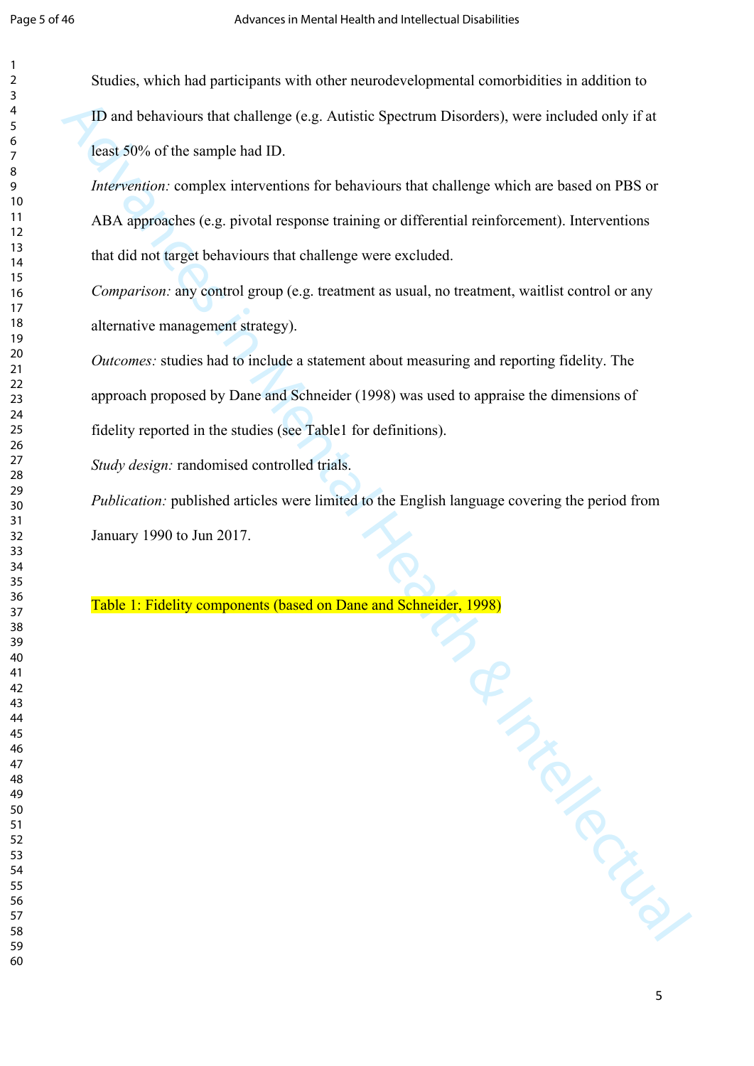Studies, which had participants with other neurodevelopmental comorbidities in addition to ID and behaviours that challenge (e.g. Autistic Spectrum Disorders), were included only if at least 50% of the sample had ID.

*Intervention:* complex interventions for behaviours that challenge which are based on PBS or ABA approaches (e.g. pivotal response training or differential reinforcement). Interventions that did not target behaviours that challenge were excluded.

*Comparison:* any control group (e.g. treatment as usual, no treatment, waitlist control or any alternative management strategy).

*Outcomes:* studies had to include a statement about measuring and reporting fidelity. The approach proposed by Dane and Schneider (1998) was used to appraise the dimensions of fidelity reported in the studies (see Table1 for definitions).

*Study design:* randomised controlled trials.

*Publication:* published articles were limited to the English language covering the period from January 1990 to Jun 2017.

Table 1: Fidelity components (based on Dane and Schneider, 1998)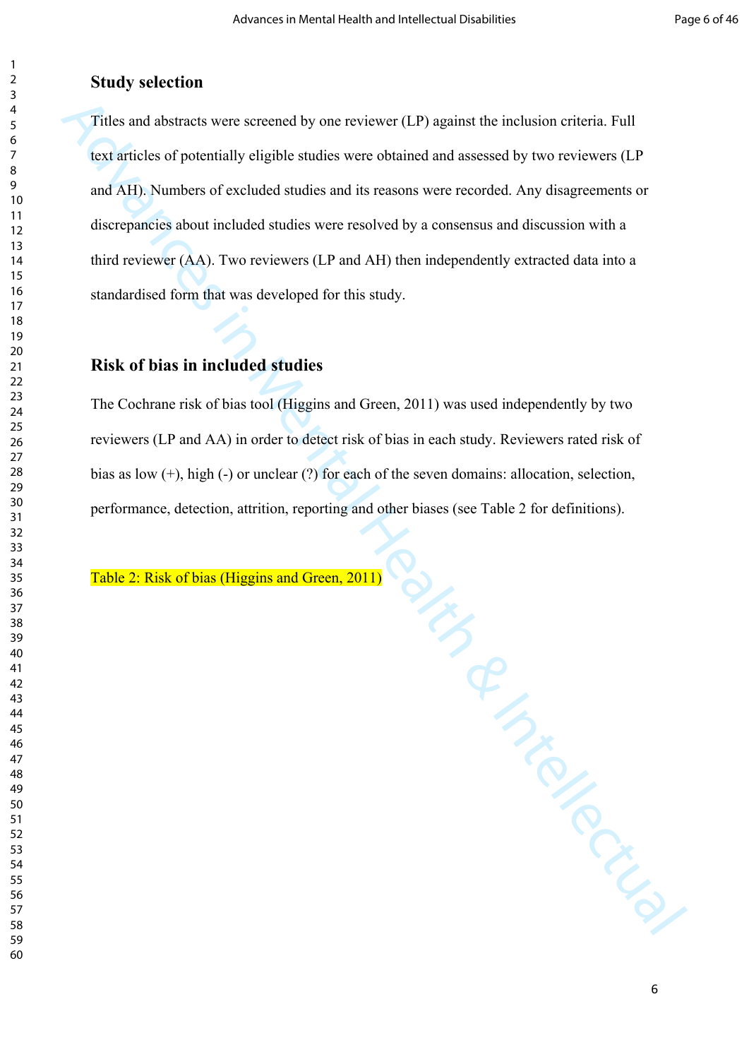## Study selection

Titles and abstracts were screened by one reviewer (LP) against the inclusion criteria. Full text articles of potentially eligible studies were obtained and assessed by two reviewers (LP and AH). Numbers of excluded studies and its reasons were recorded. Any disagreements or discrepancies about included studies were resolved by a consensus and discussion with a third reviewer (AA). Two reviewers (LP and AH) then independently extracted data into a standardised form that was developed for this study.

## Risk of bias in included studies

The Cochrane risk of bias tool (Higgins and Green, 2011) was used independently by two reviewers (LP and AA) in order to detect risk of bias in each study. Reviewers rated risk of bias as low (+), high (-) or unclear (?) for each of the seven domains: allocation, selection, performance, detection, attrition, reporting and other biases (see Table 2 for definitions).

Table 2: Risk of bias (Higgins and Green, 2011)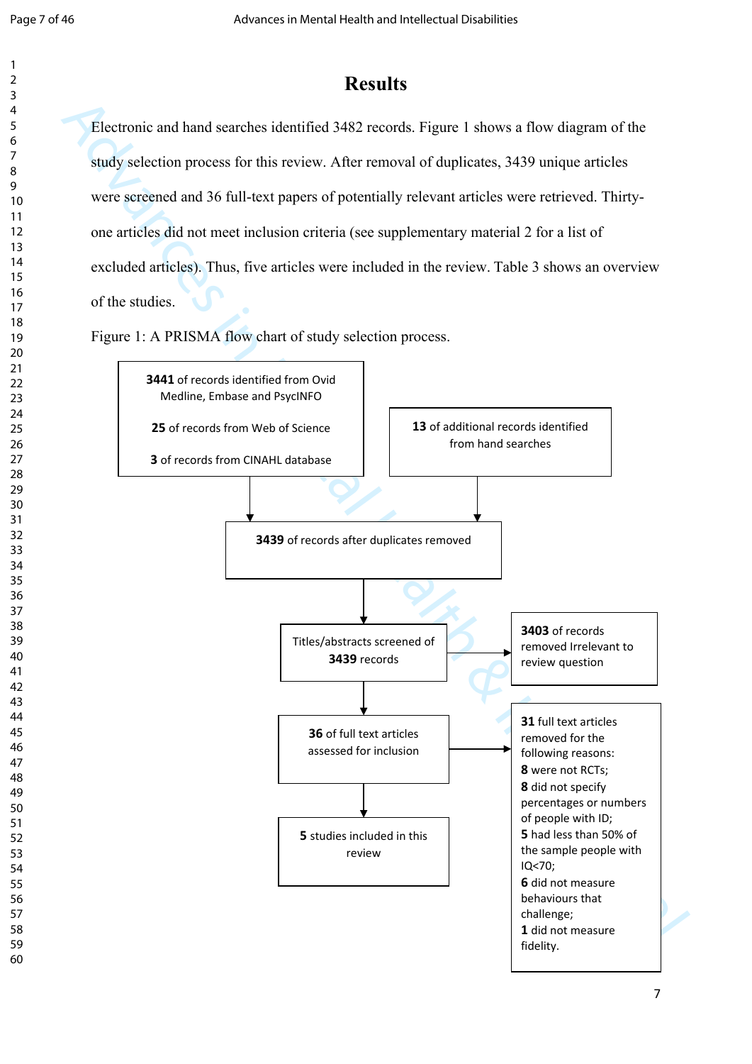# Results

Electronic and hand searches identified 3482 records. Figure 1 shows a flow diagram of the study selection process for this review. After removal of duplicates, 3439 unique articles were screened and 36 full-text papers of potentially relevant articles were retrieved. Thirty-one articles did not meet inclusion criteria (see supplementary material 2 for a list of excluded articles). Thus, five articles were included in the review. Table 3 shows an overview of the studies.

Figure 1: A PRISMA flow chart of study selection process.

**3441** of records identified from Ovid Medline, Embase and PsycINFO

**25** of records from Web of Science

**3** of records from CINAHL database

**13** of additional records identified from hand searches

**3439** of records after duplicates removed

Titles/abstracts screened of **3439** records

**3403** of records removed Irrelevant to review question

**36** of full text articles assessed for inclusion

**31** full text articles removed for the following reasons:
**8** were not RCTs;
**8** did not specify percentages or numbers of people with ID;
**5** had less than 50% of the sample people with IQ<70;
**6** did not measure behaviours that challenge;
**1** did not measure fidelity.

**5** studies included in this review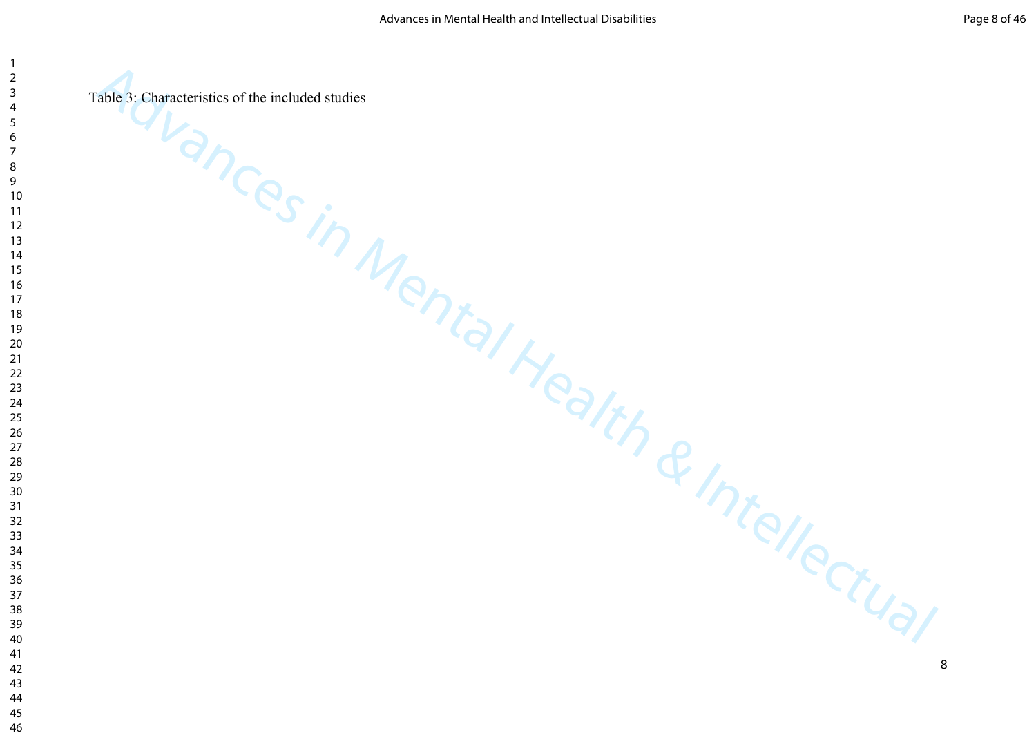Table 3: Characteristics of the included studies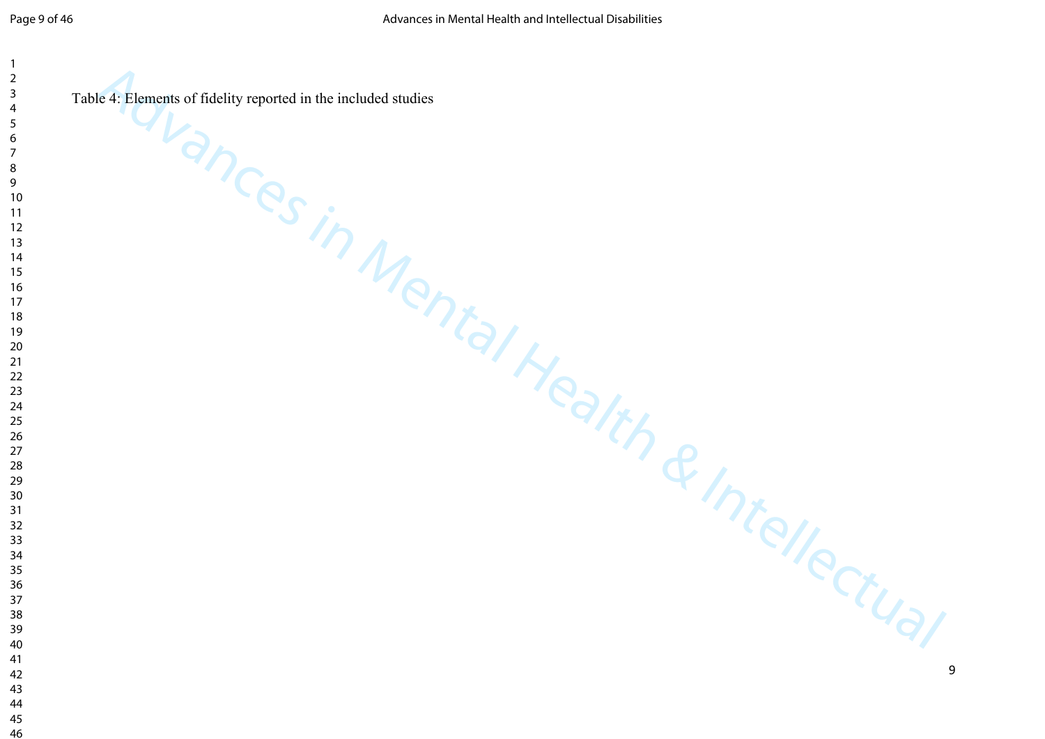Table 4: Elements of fidelity reported in the included studies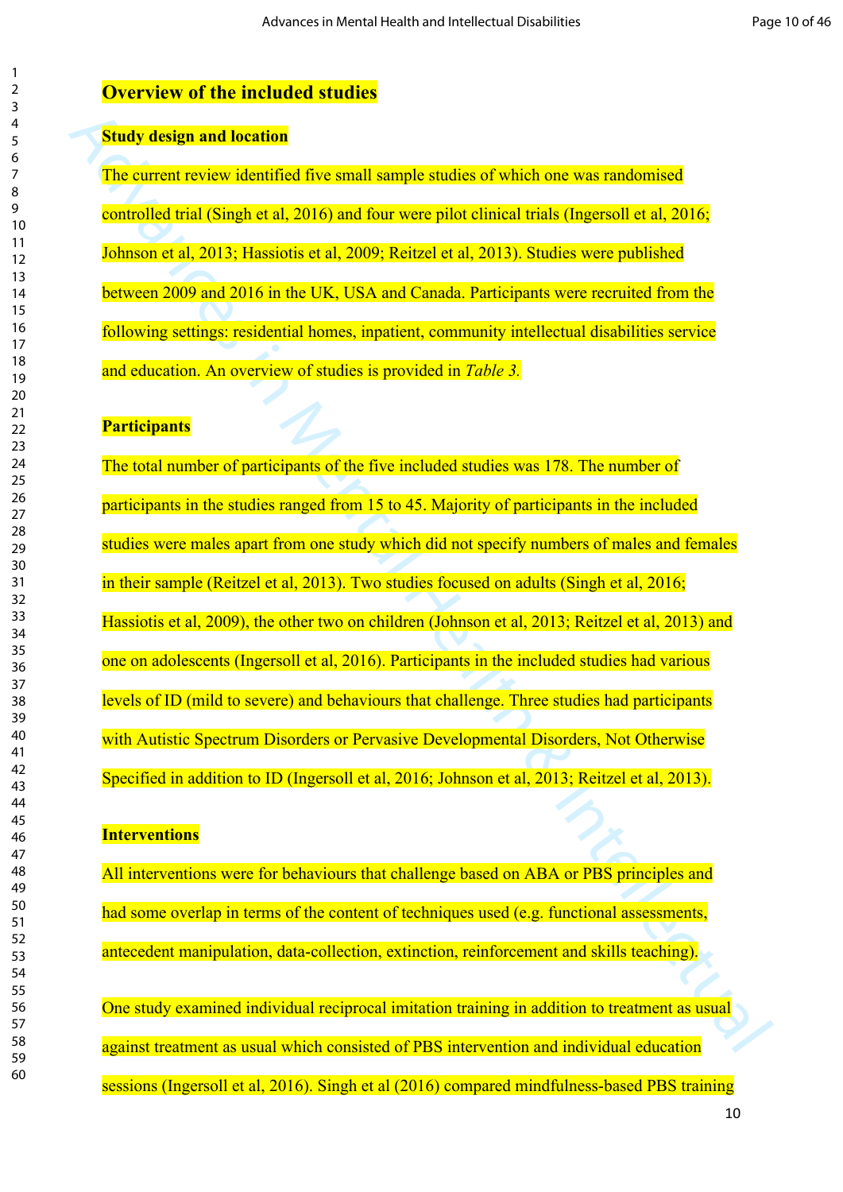## Overview of the included studies

### Study design and location

The current review identified five small sample studies of which one was randomised controlled trial (Singh et al, 2016) and four were pilot clinical trials (Ingersoll et al, 2016; Johnson et al, 2013; Hassiotis et al, 2009; Reitzel et al, 2013). Studies were published between 2009 and 2016 in the UK, USA and Canada. Participants were recruited from the following settings: residential homes, inpatient, community intellectual disabilities service and education. An overview of studies is provided in *Table 3.*

### Participants

The total number of participants of the five included studies was 178. The number of participants in the studies ranged from 15 to 45. Majority of participants in the included studies were males apart from one study which did not specify numbers of males and females in their sample (Reitzel et al, 2013). Two studies focused on adults (Singh et al, 2016; Hassiotis et al, 2009), the other two on children (Johnson et al, 2013; Reitzel et al, 2013) and one on adolescents (Ingersoll et al, 2016). Participants in the included studies had various levels of ID (mild to severe) and behaviours that challenge. Three studies had participants with Autistic Spectrum Disorders or Pervasive Developmental Disorders, Not Otherwise Specified in addition to ID (Ingersoll et al, 2016; Johnson et al, 2013; Reitzel et al, 2013).

### Interventions

All interventions were for behaviours that challenge based on ABA or PBS principles and had some overlap in terms of the content of techniques used (e.g. functional assessments, antecedent manipulation, data-collection, extinction, reinforcement and skills teaching).

One study examined individual reciprocal imitation training in addition to treatment as usual against treatment as usual which consisted of PBS intervention and individual education sessions (Ingersoll et al, 2016). Singh et al (2016) compared mindfulness-based PBS training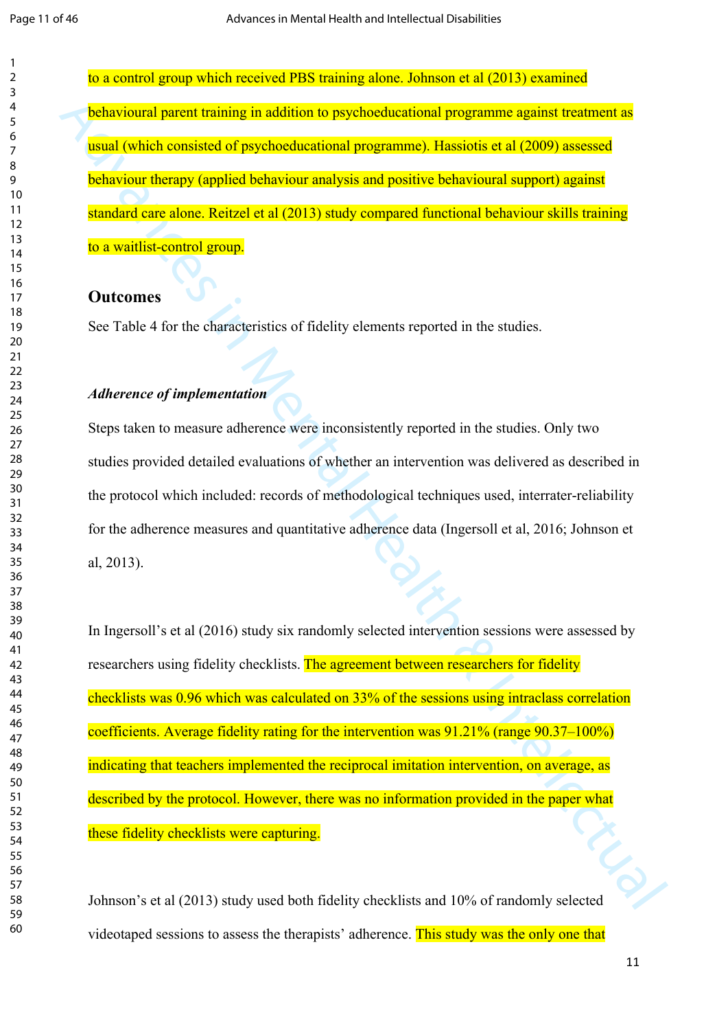to a control group which received PBS training alone. Johnson et al (2013) examined behavioural parent training in addition to psychoeducational programme against treatment as usual (which consisted of psychoeducational programme). Hassiotis et al (2009) assessed behaviour therapy (applied behaviour analysis and positive behavioural support) against standard care alone. Reitzel et al (2013) study compared functional behaviour skills training to a waitlist-control group.

## Outcomes

See Table 4 for the characteristics of fidelity elements reported in the studies.

### *Adherence of implementation*

Steps taken to measure adherence were inconsistently reported in the studies. Only two studies provided detailed evaluations of whether an intervention was delivered as described in the protocol which included: records of methodological techniques used, interrater-reliability for the adherence measures and quantitative adherence data (Ingersoll et al, 2016; Johnson et al, 2013).

In Ingersoll's et al (2016) study six randomly selected intervention sessions were assessed by researchers using fidelity checklists. The agreement between researchers for fidelity checklists was 0.96 which was calculated on 33% of the sessions using intraclass correlation coefficients. Average fidelity rating for the intervention was 91.21% (range 90.37–100%) indicating that teachers implemented the reciprocal imitation intervention, on average, as described by the protocol. However, there was no information provided in the paper what these fidelity checklists were capturing.

Johnson's et al (2013) study used both fidelity checklists and 10% of randomly selected videotaped sessions to assess the therapists' adherence. This study was the only one that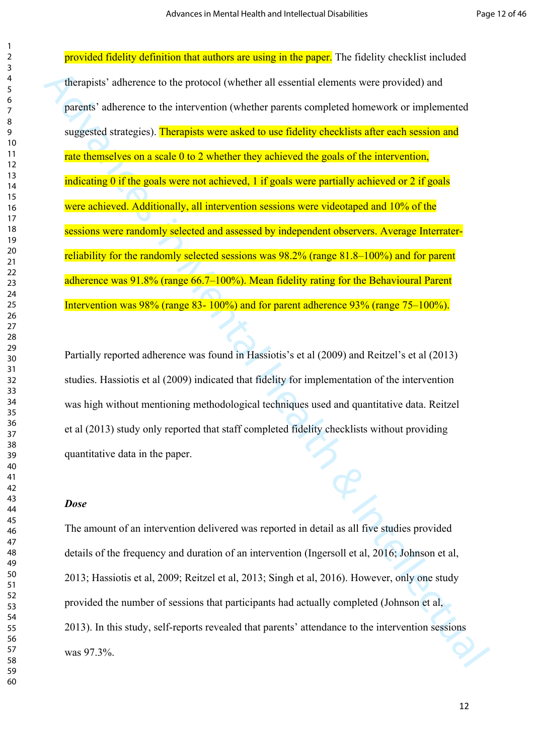provided fidelity definition that authors are using in the paper. The fidelity checklist included therapists' adherence to the protocol (whether all essential elements were provided) and parents' adherence to the intervention (whether parents completed homework or implemented suggested strategies). Therapists were asked to use fidelity checklists after each session and rate themselves on a scale 0 to 2 whether they achieved the goals of the intervention, indicating 0 if the goals were not achieved, 1 if goals were partially achieved or 2 if goals were achieved. Additionally, all intervention sessions were videotaped and 10% of the sessions were randomly selected and assessed by independent observers. Average Interrater-reliability for the randomly selected sessions was 98.2% (range 81.8–100%) and for parent adherence was 91.8% (range 66.7–100%). Mean fidelity rating for the Behavioural Parent Intervention was 98% (range 83- 100%) and for parent adherence 93% (range 75–100%).

Partially reported adherence was found in Hassiotis's et al (2009) and Reitzel's et al (2013) studies. Hassiotis et al (2009) indicated that fidelity for implementation of the intervention was high without mentioning methodological techniques used and quantitative data. Reitzel et al (2013) study only reported that staff completed fidelity checklists without providing quantitative data in the paper.

***Dose***

The amount of an intervention delivered was reported in detail as all five studies provided details of the frequency and duration of an intervention (Ingersoll et al, 2016; Johnson et al, 2013; Hassiotis et al, 2009; Reitzel et al, 2013; Singh et al, 2016). However, only one study provided the number of sessions that participants had actually completed (Johnson et al, 2013). In this study, self-reports revealed that parents' attendance to the intervention sessions was 97.3%.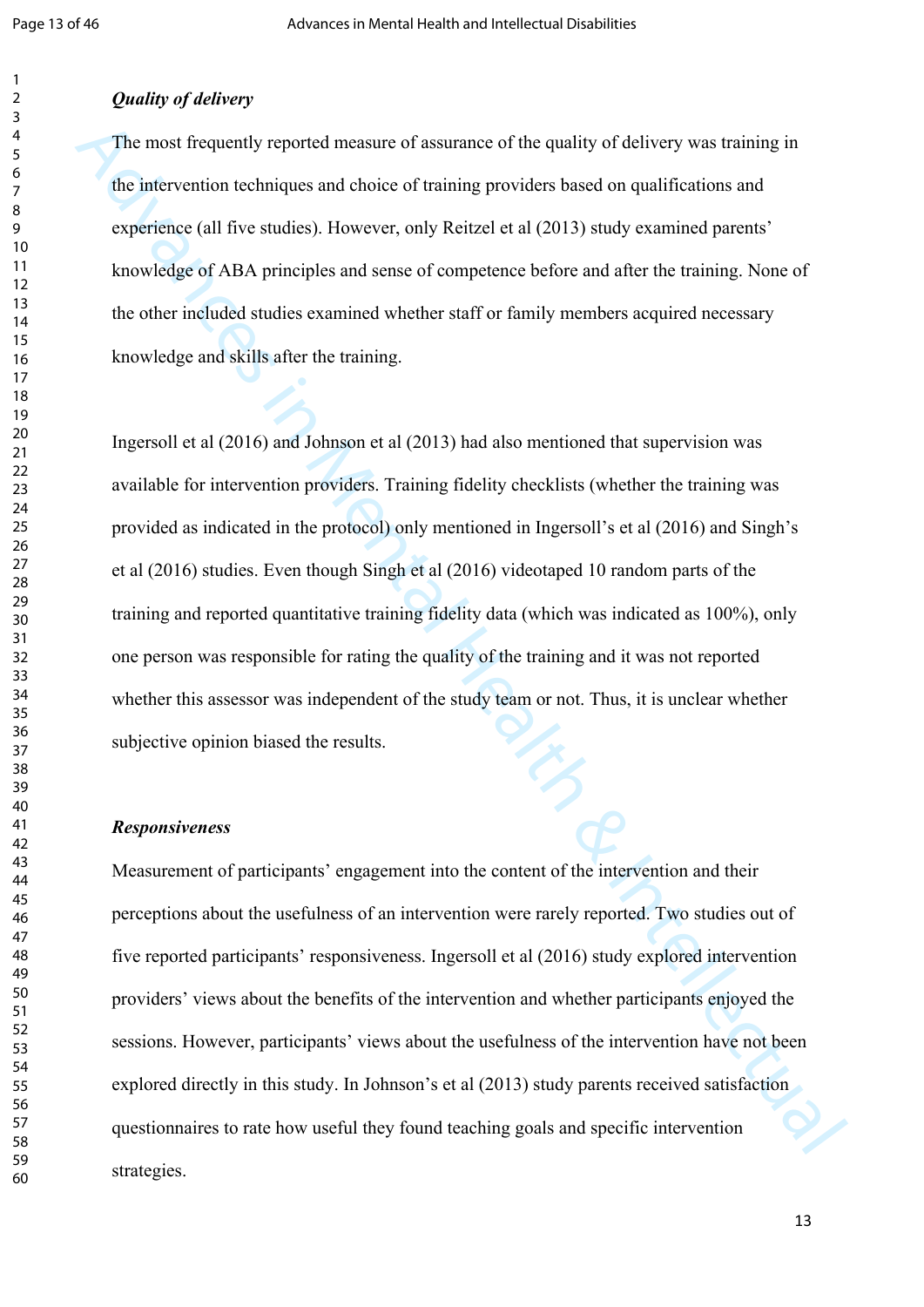***Quality of delivery***

The most frequently reported measure of assurance of the quality of delivery was training in the intervention techniques and choice of training providers based on qualifications and experience (all five studies). However, only Reitzel et al (2013) study examined parents' knowledge of ABA principles and sense of competence before and after the training. None of the other included studies examined whether staff or family members acquired necessary knowledge and skills after the training.

Ingersoll et al (2016) and Johnson et al (2013) had also mentioned that supervision was available for intervention providers. Training fidelity checklists (whether the training was provided as indicated in the protocol) only mentioned in Ingersoll's et al (2016) and Singh's et al (2016) studies. Even though Singh et al (2016) videotaped 10 random parts of the training and reported quantitative training fidelity data (which was indicated as 100%), only one person was responsible for rating the quality of the training and it was not reported whether this assessor was independent of the study team or not. Thus, it is unclear whether subjective opinion biased the results.

***Responsiveness***

Measurement of participants' engagement into the content of the intervention and their perceptions about the usefulness of an intervention were rarely reported. Two studies out of five reported participants' responsiveness. Ingersoll et al (2016) study explored intervention providers' views about the benefits of the intervention and whether participants enjoyed the sessions. However, participants' views about the usefulness of the intervention have not been explored directly in this study. In Johnson's et al (2013) study parents received satisfaction questionnaires to rate how useful they found teaching goals and specific intervention strategies.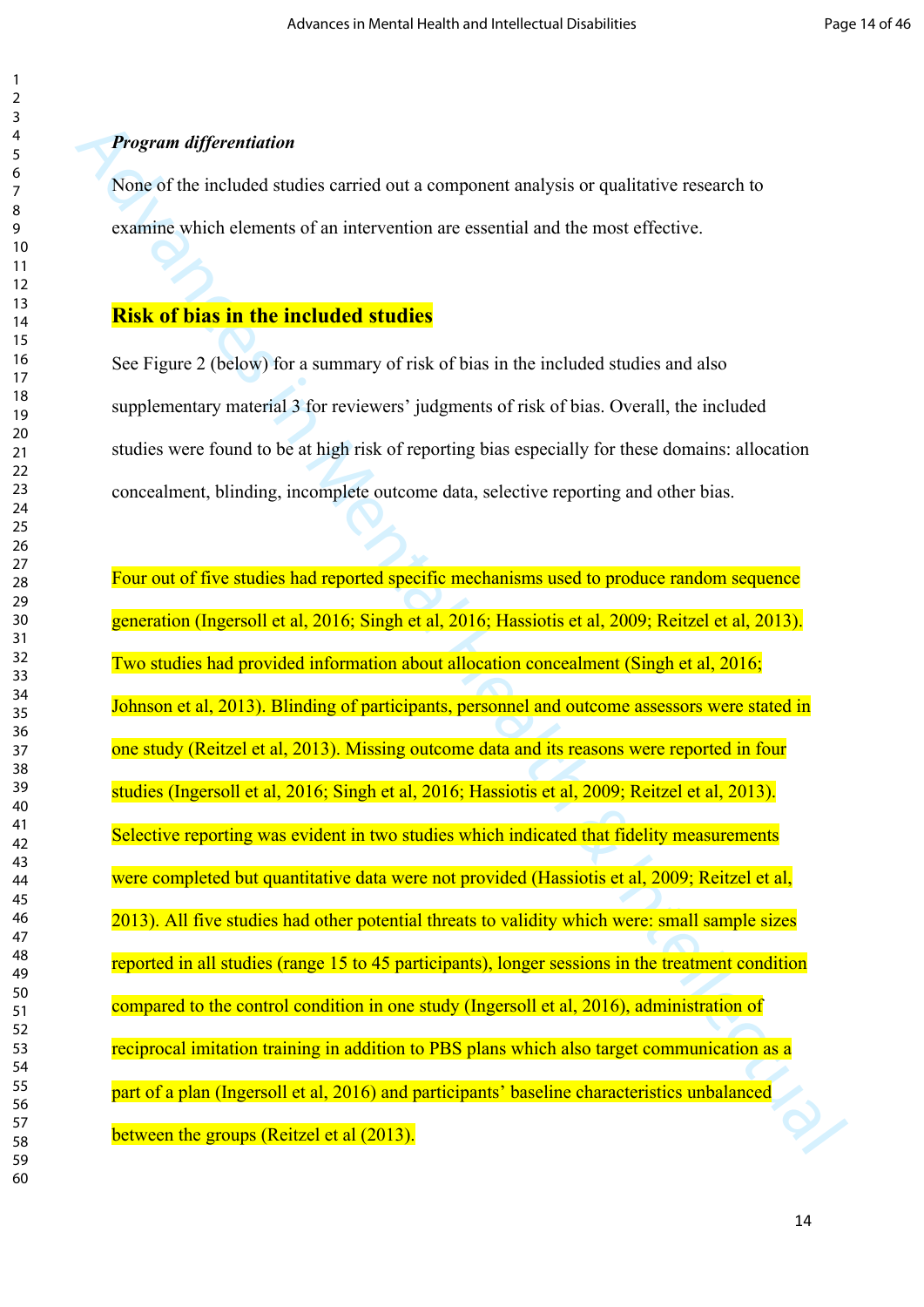### *Program differentiation*

None of the included studies carried out a component analysis or qualitative research to examine which elements of an intervention are essential and the most effective.

## Risk of bias in the included studies

See Figure 2 (below) for a summary of risk of bias in the included studies and also supplementary material 3 for reviewers' judgments of risk of bias. Overall, the included studies were found to be at high risk of reporting bias especially for these domains: allocation concealment, blinding, incomplete outcome data, selective reporting and other bias.

Four out of five studies had reported specific mechanisms used to produce random sequence generation (Ingersoll et al, 2016; Singh et al, 2016; Hassiotis et al, 2009; Reitzel et al, 2013). Two studies had provided information about allocation concealment (Singh et al, 2016; Johnson et al, 2013). Blinding of participants, personnel and outcome assessors were stated in one study (Reitzel et al, 2013). Missing outcome data and its reasons were reported in four studies (Ingersoll et al, 2016; Singh et al, 2016; Hassiotis et al, 2009; Reitzel et al, 2013). Selective reporting was evident in two studies which indicated that fidelity measurements were completed but quantitative data were not provided (Hassiotis et al, 2009; Reitzel et al, 2013). All five studies had other potential threats to validity which were: small sample sizes reported in all studies (range 15 to 45 participants), longer sessions in the treatment condition compared to the control condition in one study (Ingersoll et al, 2016), administration of reciprocal imitation training in addition to PBS plans which also target communication as a part of a plan (Ingersoll et al, 2016) and participants' baseline characteristics unbalanced between the groups (Reitzel et al (2013).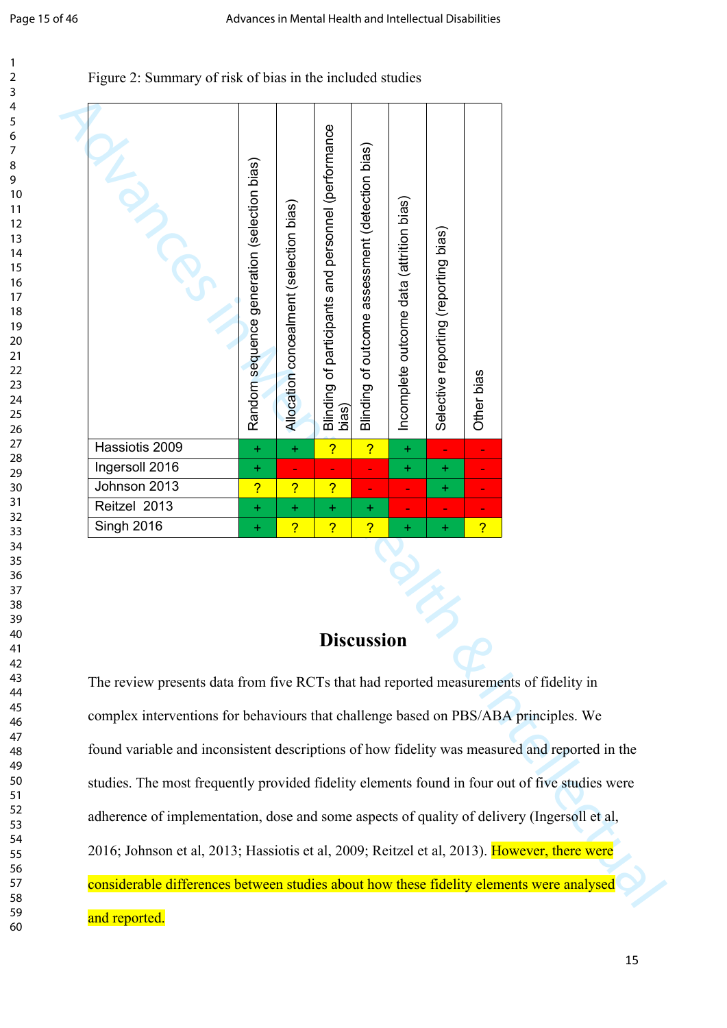Figure 2: Summary of risk of bias in the included studies

| | Random sequence generation (selection bias) | Allocation concealment (selection bias) | Blinding of participants and personnel (performance bias) | Blinding of outcome assessment (detection bias) | Incomplete outcome data (attrition bias) | Selective reporting (reporting bias) | Other bias |
|---|---|---|---|---|---|---|---|
| Hassiotis 2009 | + | + | ? | ? | + | - | - |
| Ingersoll 2016 | + | - | - | - | + | + | - |
| Johnson 2013 | ? | ? | ? | - | - | + | - |
| Reitzel 2013 | + | + | + | + | - | - | - |
| Singh 2016 | + | ? | ? | ? | + | + | ? |

## Discussion

The review presents data from five RCTs that had reported measurements of fidelity in complex interventions for behaviours that challenge based on PBS/ABA principles. We found variable and inconsistent descriptions of how fidelity was measured and reported in the studies. The most frequently provided fidelity elements found in four out of five studies were adherence of implementation, dose and some aspects of quality of delivery (Ingersoll et al, 2016; Johnson et al, 2013; Hassiotis et al, 2009; Reitzel et al, 2013). However, there were considerable differences between studies about how these fidelity elements were analysed and reported.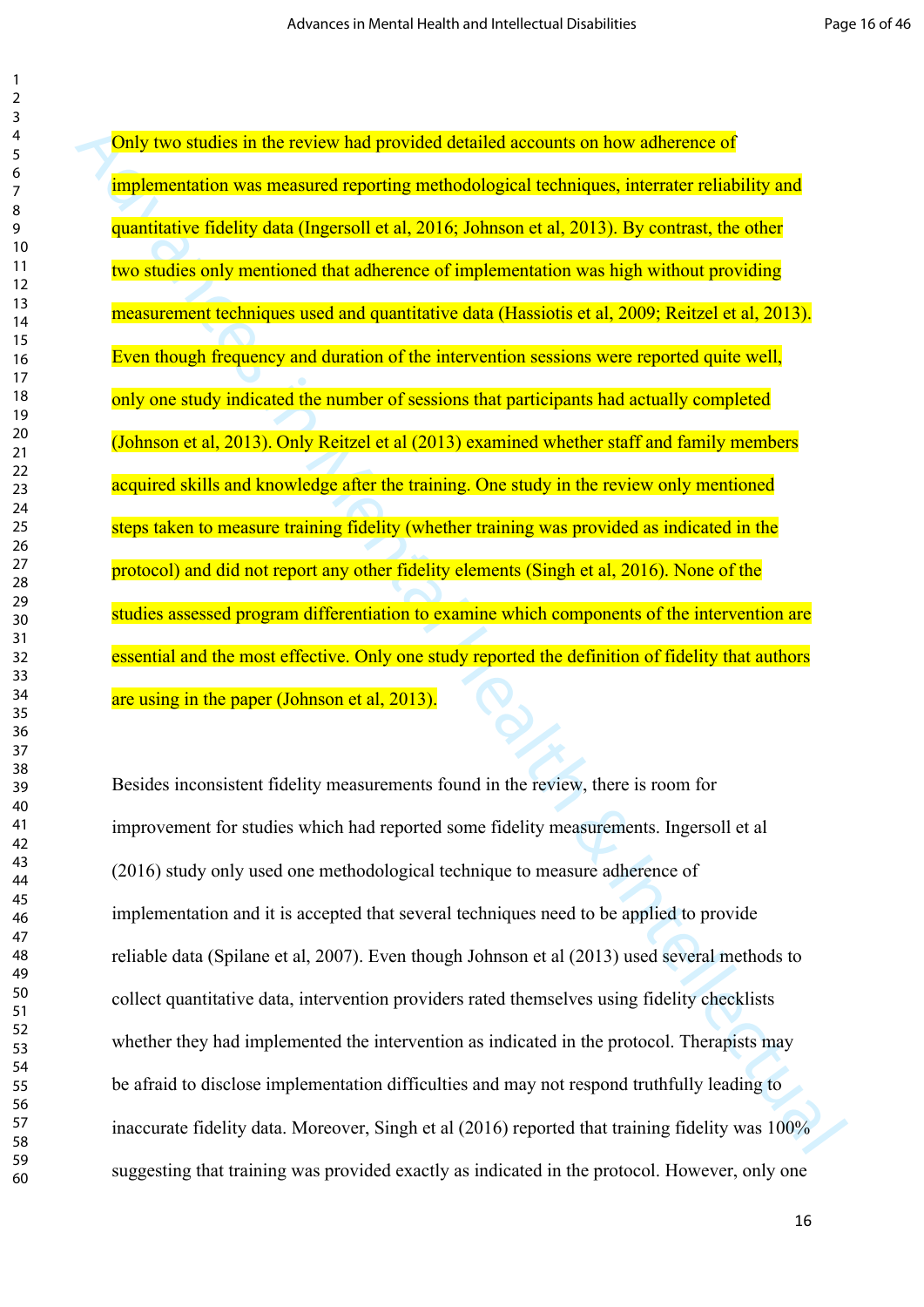Only two studies in the review had provided detailed accounts on how adherence of implementation was measured reporting methodological techniques, interrater reliability and quantitative fidelity data (Ingersoll et al, 2016; Johnson et al, 2013). By contrast, the other two studies only mentioned that adherence of implementation was high without providing measurement techniques used and quantitative data (Hassiotis et al, 2009; Reitzel et al, 2013). Even though frequency and duration of the intervention sessions were reported quite well, only one study indicated the number of sessions that participants had actually completed (Johnson et al, 2013). Only Reitzel et al (2013) examined whether staff and family members acquired skills and knowledge after the training. One study in the review only mentioned steps taken to measure training fidelity (whether training was provided as indicated in the protocol) and did not report any other fidelity elements (Singh et al, 2016). None of the studies assessed program differentiation to examine which components of the intervention are essential and the most effective. Only one study reported the definition of fidelity that authors are using in the paper (Johnson et al, 2013).

Besides inconsistent fidelity measurements found in the review, there is room for improvement for studies which had reported some fidelity measurements. Ingersoll et al (2016) study only used one methodological technique to measure adherence of implementation and it is accepted that several techniques need to be applied to provide reliable data (Spilane et al, 2007). Even though Johnson et al (2013) used several methods to collect quantitative data, intervention providers rated themselves using fidelity checklists whether they had implemented the intervention as indicated in the protocol. Therapists may be afraid to disclose implementation difficulties and may not respond truthfully leading to inaccurate fidelity data. Moreover, Singh et al (2016) reported that training fidelity was 100% suggesting that training was provided exactly as indicated in the protocol. However, only one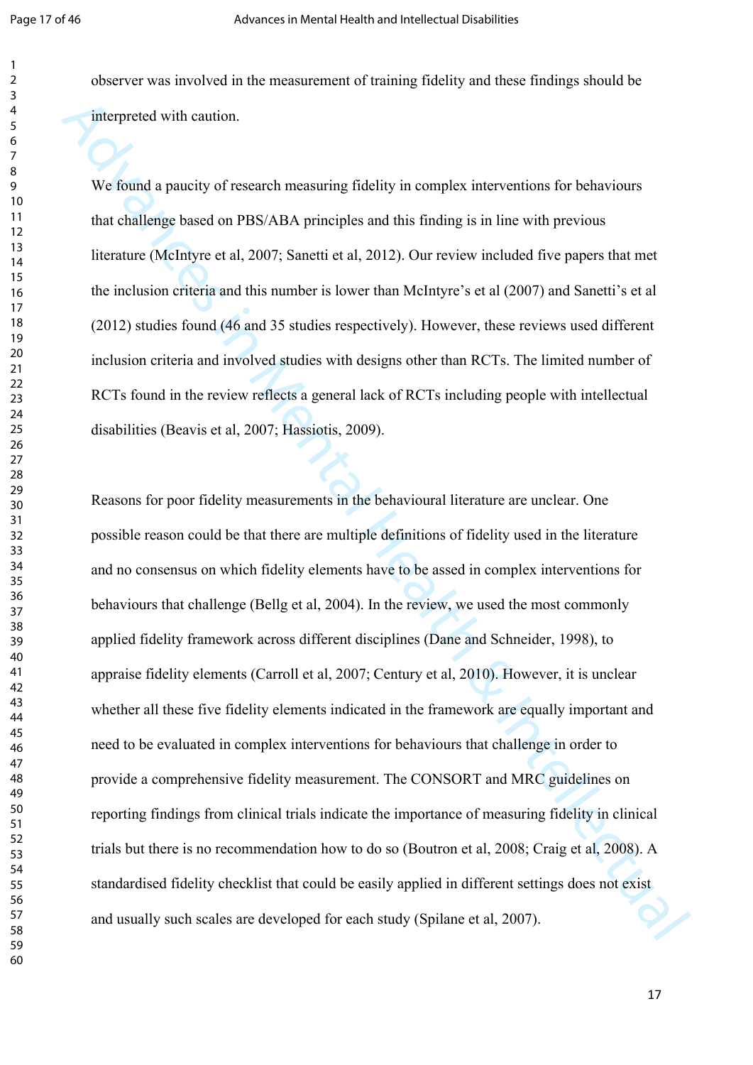observer was involved in the measurement of training fidelity and these findings should be interpreted with caution.

We found a paucity of research measuring fidelity in complex interventions for behaviours that challenge based on PBS/ABA principles and this finding is in line with previous literature (McIntyre et al, 2007; Sanetti et al, 2012). Our review included five papers that met the inclusion criteria and this number is lower than McIntyre's et al (2007) and Sanetti's et al (2012) studies found (46 and 35 studies respectively). However, these reviews used different inclusion criteria and involved studies with designs other than RCTs. The limited number of RCTs found in the review reflects a general lack of RCTs including people with intellectual disabilities (Beavis et al, 2007; Hassiotis, 2009).

Reasons for poor fidelity measurements in the behavioural literature are unclear. One possible reason could be that there are multiple definitions of fidelity used in the literature and no consensus on which fidelity elements have to be assed in complex interventions for behaviours that challenge (Bellg et al, 2004). In the review, we used the most commonly applied fidelity framework across different disciplines (Dane and Schneider, 1998), to appraise fidelity elements (Carroll et al, 2007; Century et al, 2010). However, it is unclear whether all these five fidelity elements indicated in the framework are equally important and need to be evaluated in complex interventions for behaviours that challenge in order to provide a comprehensive fidelity measurement. The CONSORT and MRC guidelines on reporting findings from clinical trials indicate the importance of measuring fidelity in clinical trials but there is no recommendation how to do so (Boutron et al, 2008; Craig et al, 2008). A standardised fidelity checklist that could be easily applied in different settings does not exist and usually such scales are developed for each study (Spilane et al, 2007).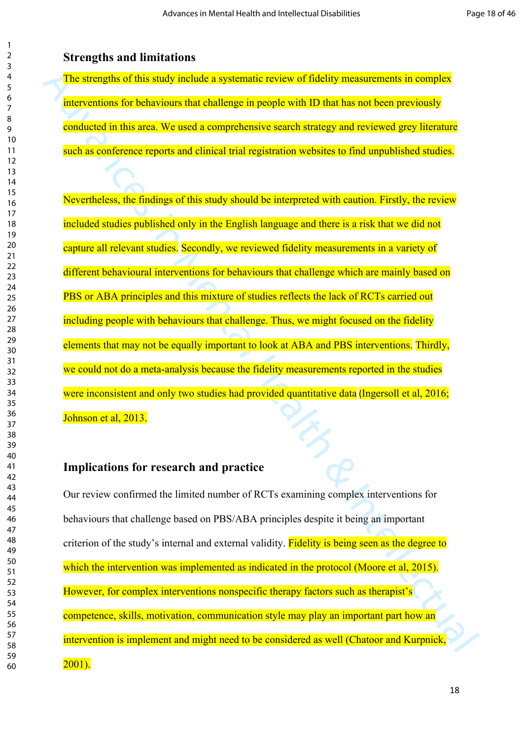## Strengths and limitations

The strengths of this study include a systematic review of fidelity measurements in complex interventions for behaviours that challenge in people with ID that has not been previously conducted in this area. We used a comprehensive search strategy and reviewed grey literature such as conference reports and clinical trial registration websites to find unpublished studies.

Nevertheless, the findings of this study should be interpreted with caution. Firstly, the review included studies published only in the English language and there is a risk that we did not capture all relevant studies. Secondly, we reviewed fidelity measurements in a variety of different behavioural interventions for behaviours that challenge which are mainly based on PBS or ABA principles and this mixture of studies reflects the lack of RCTs carried out including people with behaviours that challenge. Thus, we might focused on the fidelity elements that may not be equally important to look at ABA and PBS interventions. Thirdly, we could not do a meta-analysis because the fidelity measurements reported in the studies were inconsistent and only two studies had provided quantitative data (Ingersoll et al, 2016; Johnson et al, 2013.

## Implications for research and practice

Our review confirmed the limited number of RCTs examining complex interventions for behaviours that challenge based on PBS/ABA principles despite it being an important criterion of the study's internal and external validity. Fidelity is being seen as the degree to which the intervention was implemented as indicated in the protocol (Moore et al, 2015). However, for complex interventions nonspecific therapy factors such as therapist's competence, skills, motivation, communication style may play an important part how an intervention is implement and might need to be considered as well (Chatoor and Kurpnick, 2001).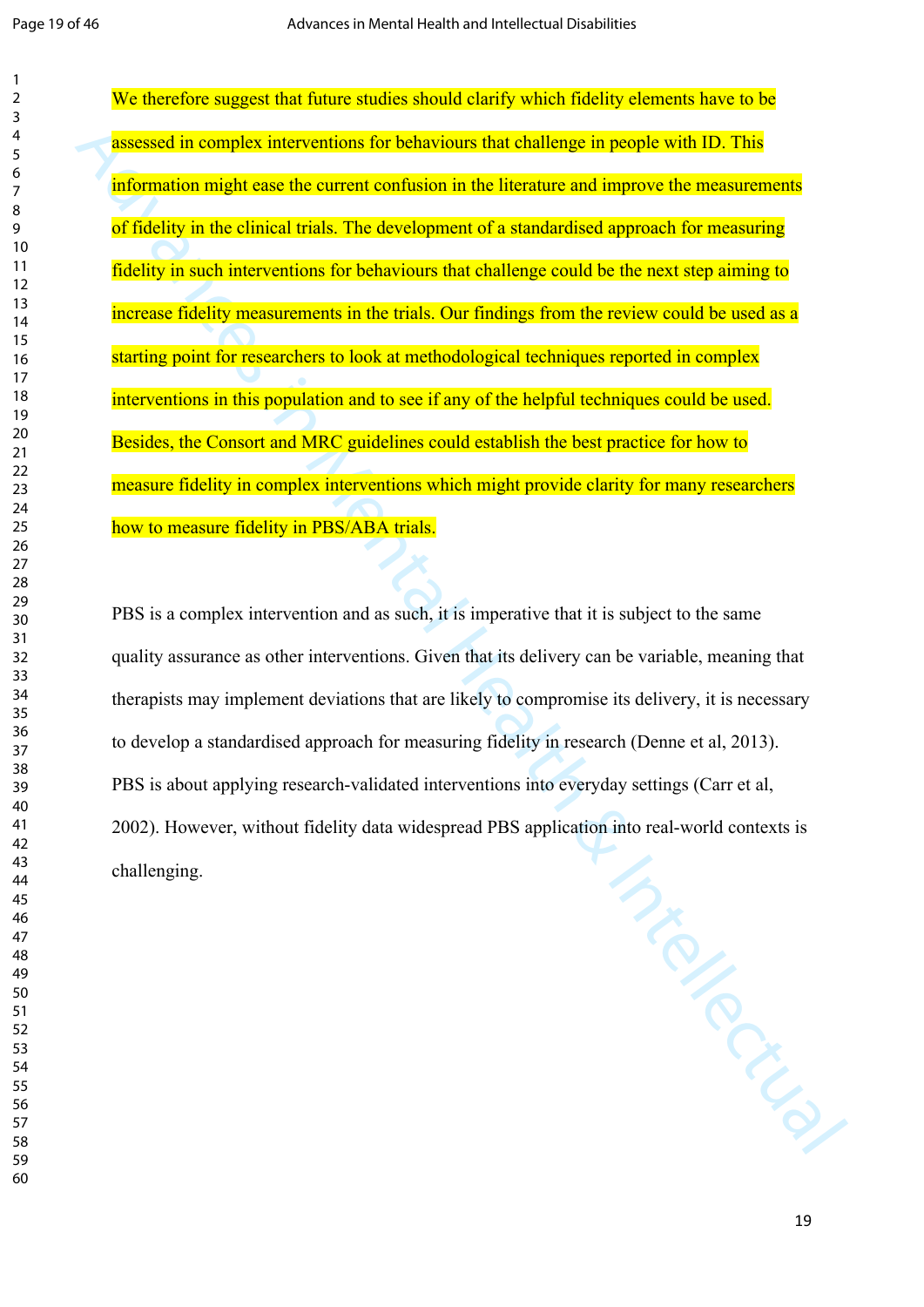We therefore suggest that future studies should clarify which fidelity elements have to be assessed in complex interventions for behaviours that challenge in people with ID. This information might ease the current confusion in the literature and improve the measurements of fidelity in the clinical trials. The development of a standardised approach for measuring fidelity in such interventions for behaviours that challenge could be the next step aiming to increase fidelity measurements in the trials. Our findings from the review could be used as a starting point for researchers to look at methodological techniques reported in complex interventions in this population and to see if any of the helpful techniques could be used. Besides, the Consort and MRC guidelines could establish the best practice for how to measure fidelity in complex interventions which might provide clarity for many researchers how to measure fidelity in PBS/ABA trials.

PBS is a complex intervention and as such, it is imperative that it is subject to the same quality assurance as other interventions. Given that its delivery can be variable, meaning that therapists may implement deviations that are likely to compromise its delivery, it is necessary to develop a standardised approach for measuring fidelity in research (Denne et al, 2013). PBS is about applying research-validated interventions into everyday settings (Carr et al, 2002). However, without fidelity data widespread PBS application into real-world contexts is challenging.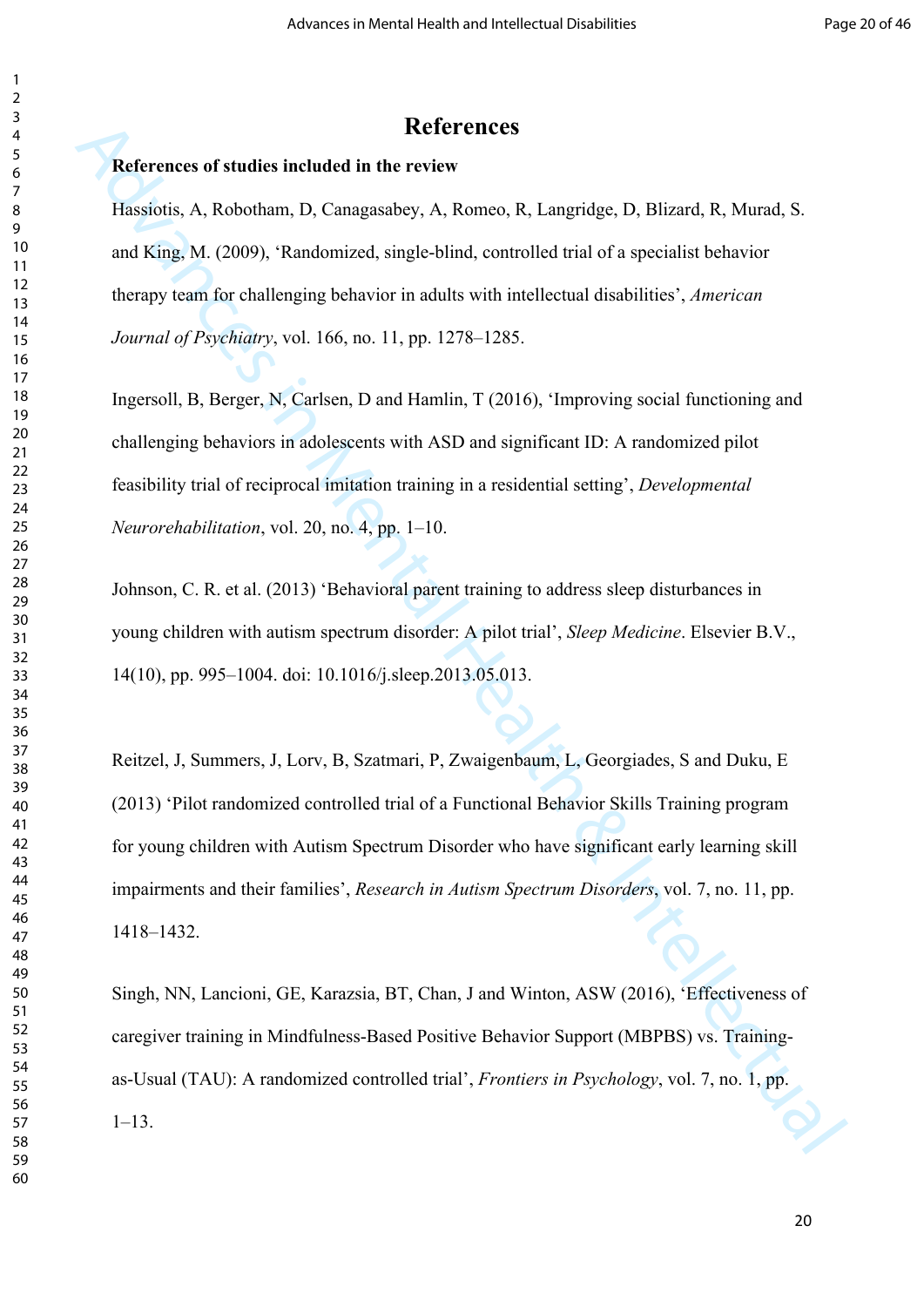# References

**References of studies included in the review**

Hassiotis, A, Robotham, D, Canagasabey, A, Romeo, R, Langridge, D, Blizard, R, Murad, S. and King, M. (2009), 'Randomized, single-blind, controlled trial of a specialist behavior therapy team for challenging behavior in adults with intellectual disabilities', *American Journal of Psychiatry*, vol. 166, no. 11, pp. 1278–1285.

Ingersoll, B, Berger, N, Carlsen, D and Hamlin, T (2016), 'Improving social functioning and challenging behaviors in adolescents with ASD and significant ID: A randomized pilot feasibility trial of reciprocal imitation training in a residential setting', *Developmental Neurorehabilitation*, vol. 20, no. 4, pp. 1–10.

Johnson, C. R. et al. (2013) 'Behavioral parent training to address sleep disturbances in young children with autism spectrum disorder: A pilot trial', *Sleep Medicine*. Elsevier B.V., 14(10), pp. 995–1004. doi: 10.1016/j.sleep.2013.05.013.

Reitzel, J, Summers, J, Lorv, B, Szatmari, P, Zwaigenbaum, L, Georgiades, S and Duku, E (2013) 'Pilot randomized controlled trial of a Functional Behavior Skills Training program for young children with Autism Spectrum Disorder who have significant early learning skill impairments and their families', *Research in Autism Spectrum Disorders*, vol. 7, no. 11, pp. 1418–1432.

Singh, NN, Lancioni, GE, Karazsia, BT, Chan, J and Winton, ASW (2016), 'Effectiveness of caregiver training in Mindfulness-Based Positive Behavior Support (MBPBS) vs. Training-as-Usual (TAU): A randomized controlled trial', *Frontiers in Psychology*, vol. 7, no. 1, pp. 1–13.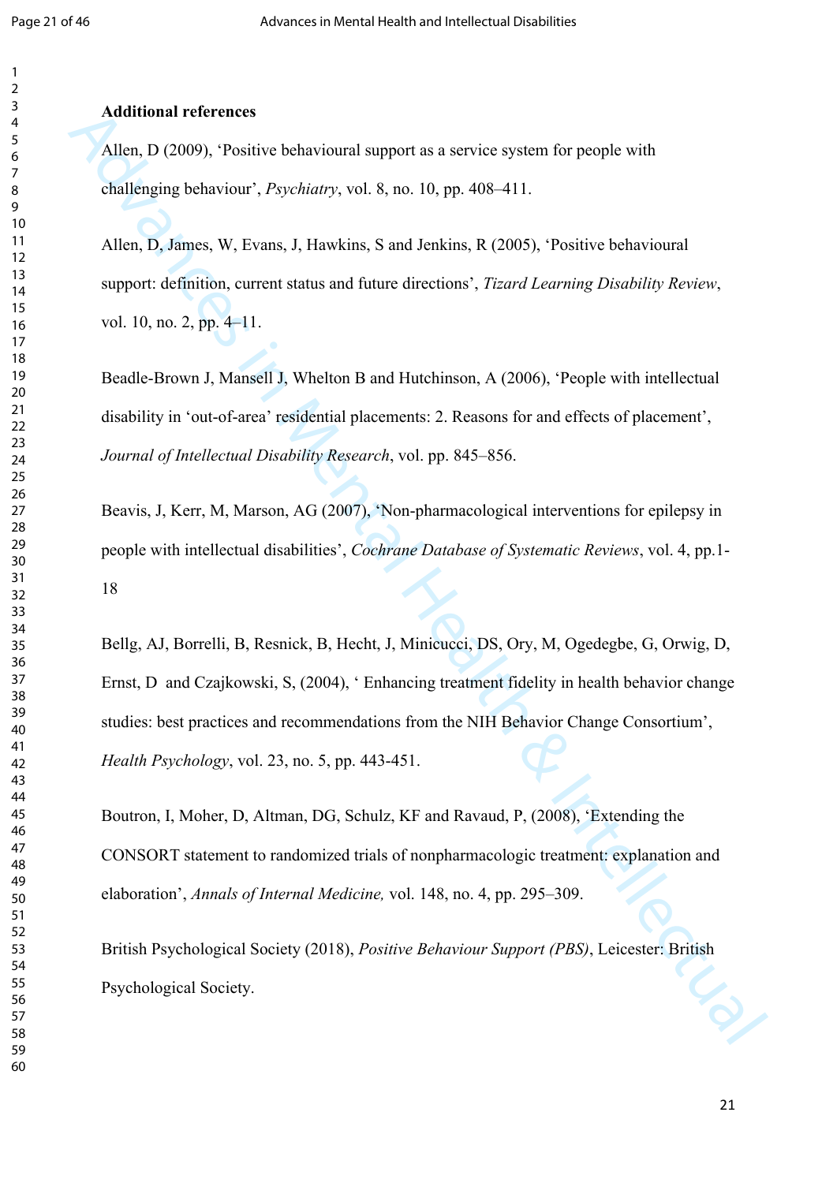**Additional references**

Allen, D (2009), 'Positive behavioural support as a service system for people with challenging behaviour', *Psychiatry*, vol. 8, no. 10, pp. 408–411.

Allen, D, James, W, Evans, J, Hawkins, S and Jenkins, R (2005), 'Positive behavioural support: definition, current status and future directions', *Tizard Learning Disability Review*, vol. 10, no. 2, pp. 4–11.

Beadle-Brown J, Mansell J, Whelton B and Hutchinson, A (2006), 'People with intellectual disability in 'out-of-area' residential placements: 2. Reasons for and effects of placement', *Journal of Intellectual Disability Research*, vol. pp. 845–856.

Beavis, J, Kerr, M, Marson, AG (2007), 'Non-pharmacological interventions for epilepsy in people with intellectual disabilities', *Cochrane Database of Systematic Reviews*, vol. 4, pp.1-18

Bellg, AJ, Borrelli, B, Resnick, B, Hecht, J, Minicucci, DS, Ory, M, Ogedegbe, G, Orwig, D, Ernst, D and Czajkowski, S, (2004), ' Enhancing treatment fidelity in health behavior change studies: best practices and recommendations from the NIH Behavior Change Consortium', *Health Psychology*, vol. 23, no. 5, pp. 443-451.

Boutron, I, Moher, D, Altman, DG, Schulz, KF and Ravaud, P, (2008), 'Extending the CONSORT statement to randomized trials of nonpharmacologic treatment: explanation and elaboration', *Annals of Internal Medicine,* vol. 148, no. 4, pp. 295–309.

British Psychological Society (2018), *Positive Behaviour Support (PBS)*, Leicester: British Psychological Society.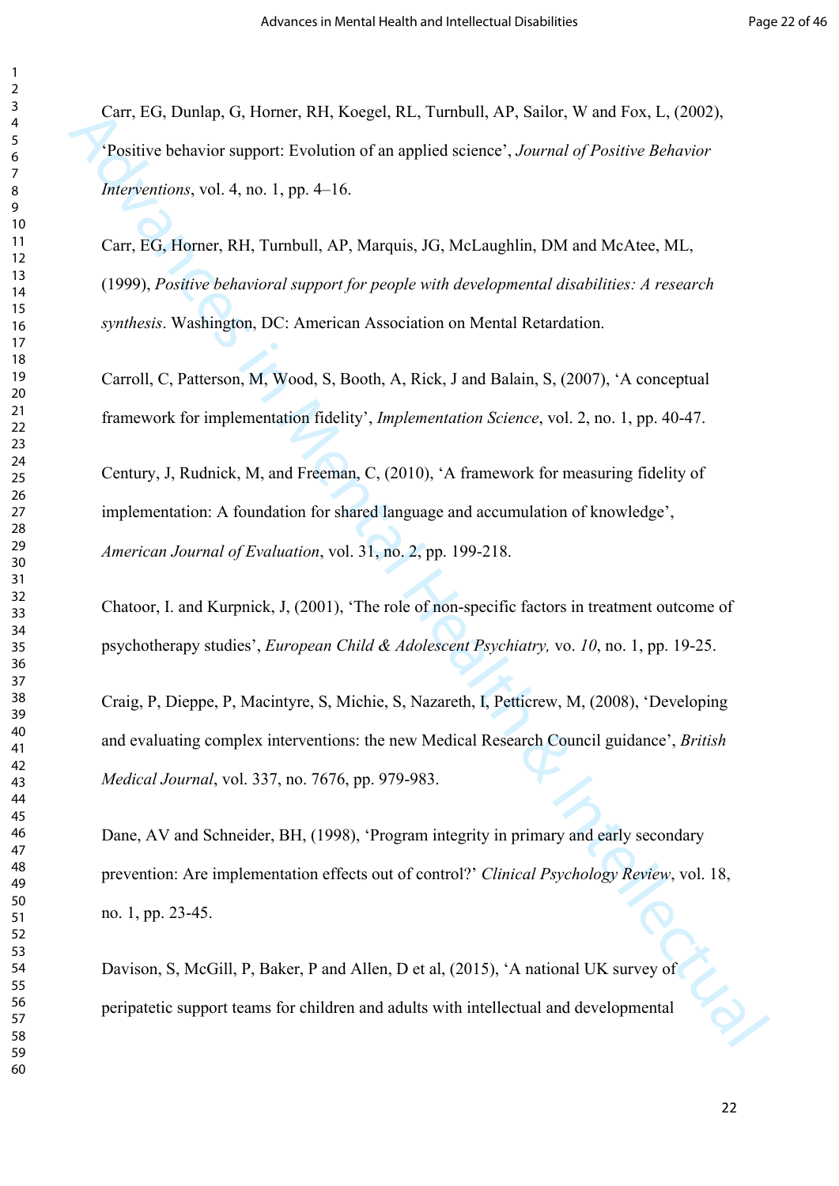Carr, EG, Dunlap, G, Horner, RH, Koegel, RL, Turnbull, AP, Sailor, W and Fox, L, (2002), 'Positive behavior support: Evolution of an applied science', *Journal of Positive Behavior Interventions*, vol. 4, no. 1, pp. 4–16.

Carr, EG, Horner, RH, Turnbull, AP, Marquis, JG, McLaughlin, DM and McAtee, ML, (1999), *Positive behavioral support for people with developmental disabilities: A research synthesis*. Washington, DC: American Association on Mental Retardation.

Carroll, C, Patterson, M, Wood, S, Booth, A, Rick, J and Balain, S, (2007), 'A conceptual framework for implementation fidelity', *Implementation Science*, vol. 2, no. 1, pp. 40-47.

Century, J, Rudnick, M, and Freeman, C, (2010), 'A framework for measuring fidelity of implementation: A foundation for shared language and accumulation of knowledge', *American Journal of Evaluation*, vol. 31, no. 2, pp. 199-218.

Chatoor, I. and Kurpnick, J, (2001), 'The role of non-specific factors in treatment outcome of psychotherapy studies', *European Child & Adolescent Psychiatry,* vo. *10*, no. 1, pp. 19-25.

Craig, P, Dieppe, P, Macintyre, S, Michie, S, Nazareth, I, Petticrew, M, (2008), 'Developing and evaluating complex interventions: the new Medical Research Council guidance', *British Medical Journal*, vol. 337, no. 7676, pp. 979-983.

Dane, AV and Schneider, BH, (1998), 'Program integrity in primary and early secondary prevention: Are implementation effects out of control?' *Clinical Psychology Review*, vol. 18, no. 1, pp. 23-45.

Davison, S, McGill, P, Baker, P and Allen, D et al, (2015), 'A national UK survey of peripatetic support teams for children and adults with intellectual and developmental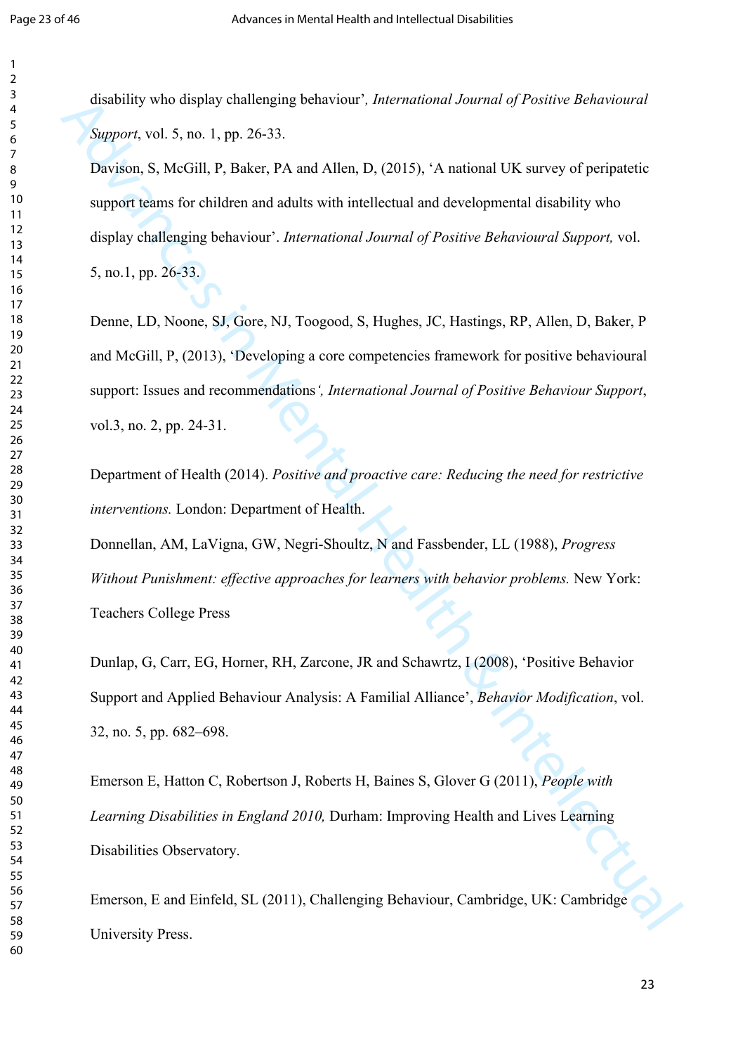disability who display challenging behaviour', *International Journal of Positive Behavioural Support*, vol. 5, no. 1, pp. 26-33.

Davison, S, McGill, P, Baker, PA and Allen, D, (2015), 'A national UK survey of peripatetic support teams for children and adults with intellectual and developmental disability who display challenging behaviour'. *International Journal of Positive Behavioural Support,* vol. 5, no.1, pp. 26-33.

Denne, LD, Noone, SJ, Gore, NJ, Toogood, S, Hughes, JC, Hastings, RP, Allen, D, Baker, P and McGill, P, (2013), 'Developing a core competencies framework for positive behavioural support: Issues and recommendations*', International Journal of Positive Behaviour Support*, vol.3, no. 2, pp. 24-31.

Department of Health (2014). *Positive and proactive care: Reducing the need for restrictive interventions.* London: Department of Health.

Donnellan, AM, LaVigna, GW, Negri-Shoultz, N and Fassbender, LL (1988), *Progress Without Punishment: effective approaches for learners with behavior problems.* New York: Teachers College Press

Dunlap, G, Carr, EG, Horner, RH, Zarcone, JR and Schawrtz, I (2008), 'Positive Behavior Support and Applied Behaviour Analysis: A Familial Alliance', *Behavior Modification*, vol. 32, no. 5, pp. 682–698.

Emerson E, Hatton C, Robertson J, Roberts H, Baines S, Glover G (2011), *People with Learning Disabilities in England 2010,* Durham: Improving Health and Lives Learning Disabilities Observatory.

Emerson, E and Einfeld, SL (2011), Challenging Behaviour, Cambridge, UK: Cambridge University Press.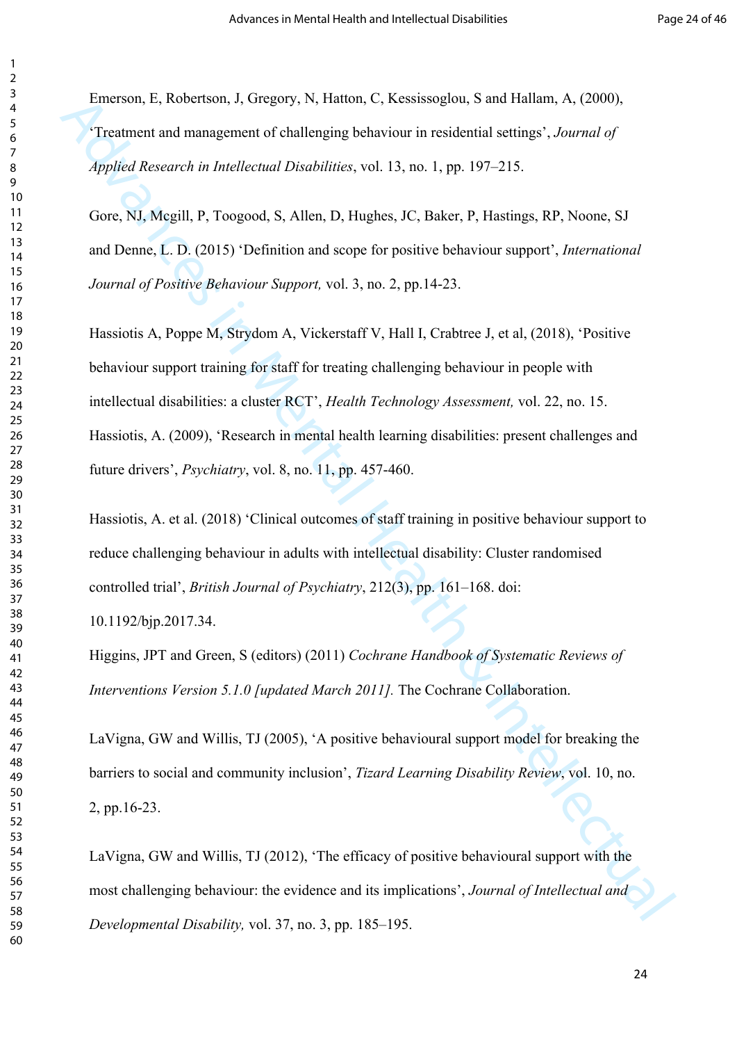Emerson, E, Robertson, J, Gregory, N, Hatton, C, Kessissoglou, S and Hallam, A, (2000), 'Treatment and management of challenging behaviour in residential settings', *Journal of Applied Research in Intellectual Disabilities*, vol. 13, no. 1, pp. 197–215.

Gore, NJ, Mcgill, P, Toogood, S, Allen, D, Hughes, JC, Baker, P, Hastings, RP, Noone, SJ and Denne, L. D. (2015) 'Definition and scope for positive behaviour support', *International Journal of Positive Behaviour Support,* vol. 3, no. 2, pp.14-23.

Hassiotis A, Poppe M, Strydom A, Vickerstaff V, Hall I, Crabtree J, et al, (2018), 'Positive behaviour support training for staff for treating challenging behaviour in people with intellectual disabilities: a cluster RCT', *Health Technology Assessment,* vol. 22, no. 15.

Hassiotis, A. (2009), 'Research in mental health learning disabilities: present challenges and future drivers', *Psychiatry*, vol. 8, no. 11, pp. 457-460.

Hassiotis, A. et al. (2018) 'Clinical outcomes of staff training in positive behaviour support to reduce challenging behaviour in adults with intellectual disability: Cluster randomised controlled trial', *British Journal of Psychiatry*, 212(3), pp. 161–168. doi: 10.1192/bjp.2017.34.

Higgins, JPT and Green, S (editors) (2011) *Cochrane Handbook of Systematic Reviews of Interventions Version 5.1.0 [updated March 2011].* The Cochrane Collaboration.

LaVigna, GW and Willis, TJ (2005), 'A positive behavioural support model for breaking the barriers to social and community inclusion', *Tizard Learning Disability Review*, vol. 10, no. 2, pp.16-23.

LaVigna, GW and Willis, TJ (2012), 'The efficacy of positive behavioural support with the most challenging behaviour: the evidence and its implications', *Journal of Intellectual and Developmental Disability,* vol. 37, no. 3, pp. 185–195.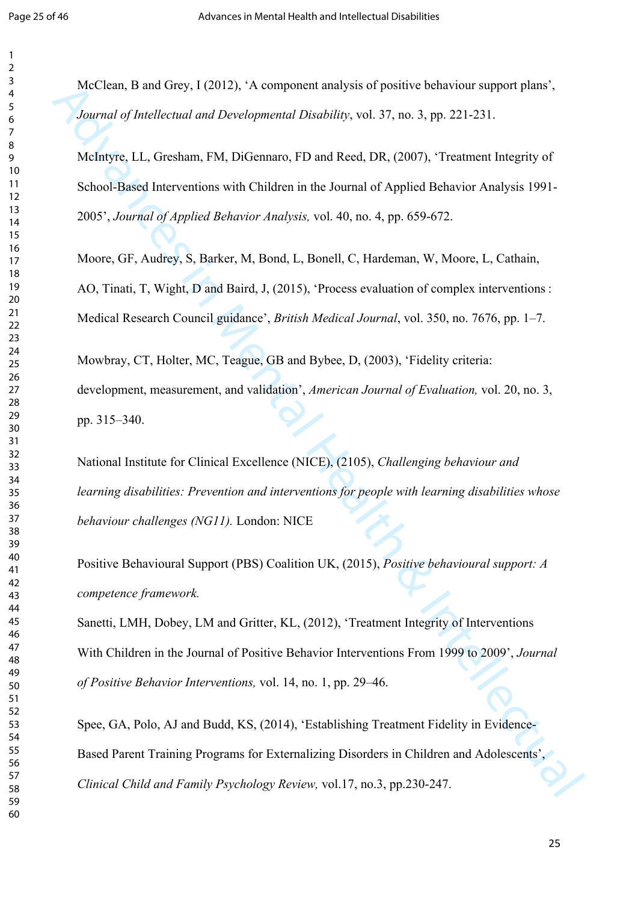McClean, B and Grey, I (2012), 'A component analysis of positive behaviour support plans', *Journal of Intellectual and Developmental Disability*, vol. 37, no. 3, pp. 221-231.

McIntyre, LL, Gresham, FM, DiGennaro, FD and Reed, DR, (2007), 'Treatment Integrity of School-Based Interventions with Children in the Journal of Applied Behavior Analysis 1991-2005', *Journal of Applied Behavior Analysis,* vol. 40, no. 4, pp. 659-672.

Moore, GF, Audrey, S, Barker, M, Bond, L, Bonell, C, Hardeman, W, Moore, L, Cathain, AO, Tinati, T, Wight, D and Baird, J, (2015), 'Process evaluation of complex interventions : Medical Research Council guidance', *British Medical Journal*, vol. 350, no. 7676, pp. 1–7.

Mowbray, CT, Holter, MC, Teague, GB and Bybee, D, (2003), 'Fidelity criteria: development, measurement, and validation', *American Journal of Evaluation,* vol. 20, no. 3, pp. 315–340.

National Institute for Clinical Excellence (NICE), (2105), *Challenging behaviour and learning disabilities: Prevention and interventions for people with learning disabilities whose behaviour challenges (NG11).* London: NICE

Positive Behavioural Support (PBS) Coalition UK, (2015), *Positive behavioural support: A competence framework.*

Sanetti, LMH, Dobey, LM and Gritter, KL, (2012), 'Treatment Integrity of Interventions With Children in the Journal of Positive Behavior Interventions From 1999 to 2009', *Journal of Positive Behavior Interventions,* vol. 14, no. 1, pp. 29–46.

Spee, GA, Polo, AJ and Budd, KS, (2014), 'Establishing Treatment Fidelity in Evidence-Based Parent Training Programs for Externalizing Disorders in Children and Adolescents', *Clinical Child and Family Psychology Review,* vol.17, no.3, pp.230-247.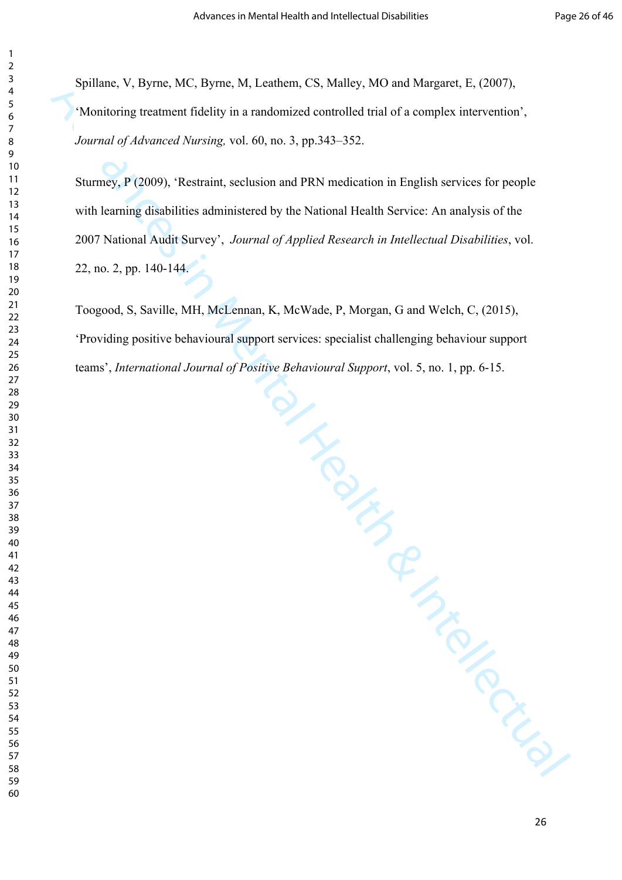Spillane, V, Byrne, MC, Byrne, M, Leathem, CS, Malley, MO and Margaret, E, (2007), 'Monitoring treatment fidelity in a randomized controlled trial of a complex intervention', *Journal of Advanced Nursing,* vol. 60, no. 3, pp.343–352.

Sturmey, P (2009), 'Restraint, seclusion and PRN medication in English services for people with learning disabilities administered by the National Health Service: An analysis of the 2007 National Audit Survey', *Journal of Applied Research in Intellectual Disabilities*, vol. 22, no. 2, pp. 140-144.

Toogood, S, Saville, MH, McLennan, K, McWade, P, Morgan, G and Welch, C, (2015), 'Providing positive behavioural support services: specialist challenging behaviour support teams', *International Journal of Positive Behavioural Support*, vol. 5, no. 1, pp. 6-15.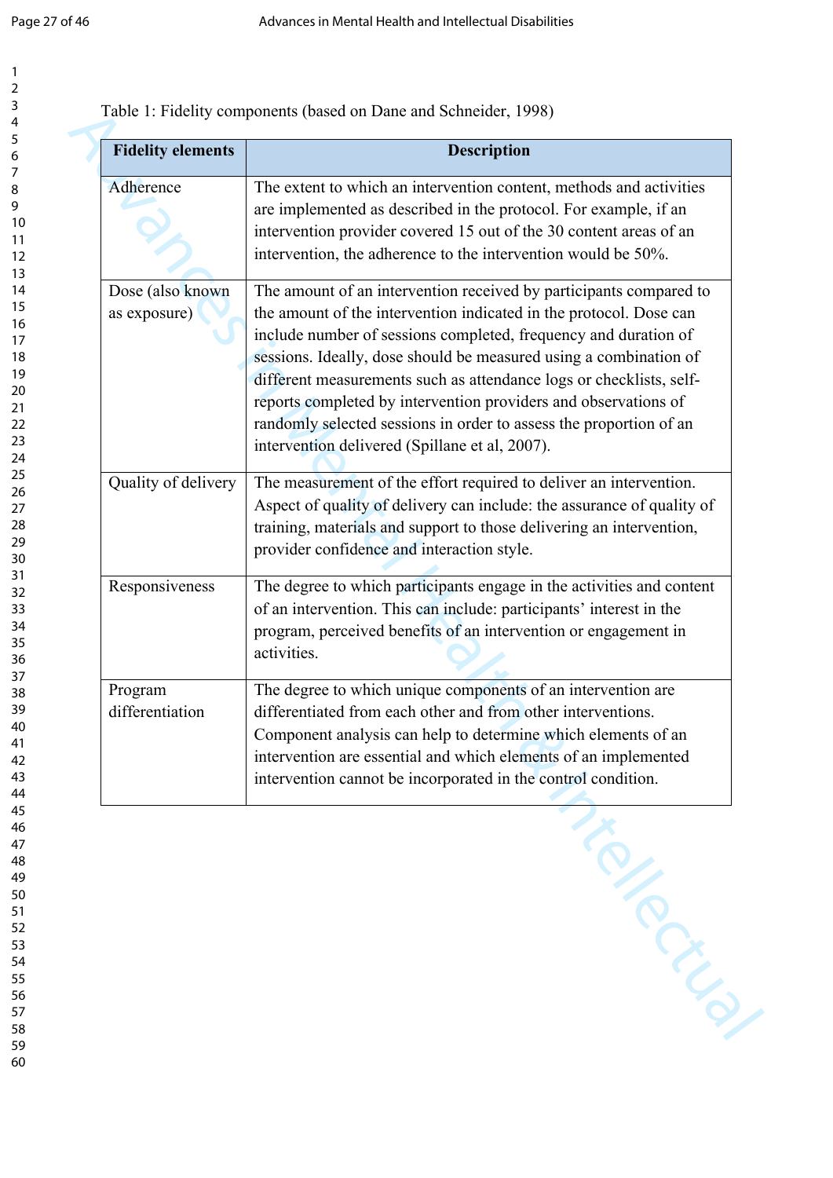Table 1: Fidelity components (based on Dane and Schneider, 1998)

| Fidelity elements | Description |
|---|---|
| Adherence | The extent to which an intervention content, methods and activities are implemented as described in the protocol. For example, if an intervention provider covered 15 out of the 30 content areas of an intervention, the adherence to the intervention would be 50%. |
| Dose (also known as exposure) | The amount of an intervention received by participants compared to the amount of the intervention indicated in the protocol. Dose can include number of sessions completed, frequency and duration of sessions. Ideally, dose should be measured using a combination of different measurements such as attendance logs or checklists, self-reports completed by intervention providers and observations of randomly selected sessions in order to assess the proportion of an intervention delivered (Spillane et al, 2007). |
| Quality of delivery | The measurement of the effort required to deliver an intervention. Aspect of quality of delivery can include: the assurance of quality of training, materials and support to those delivering an intervention, provider confidence and interaction style. |
| Responsiveness | The degree to which participants engage in the activities and content of an intervention. This can include: participants' interest in the program, perceived benefits of an intervention or engagement in activities. |
| Program differentiation | The degree to which unique components of an intervention are differentiated from each other and from other interventions. Component analysis can help to determine which elements of an intervention are essential and which elements of an implemented intervention cannot be incorporated in the control condition. |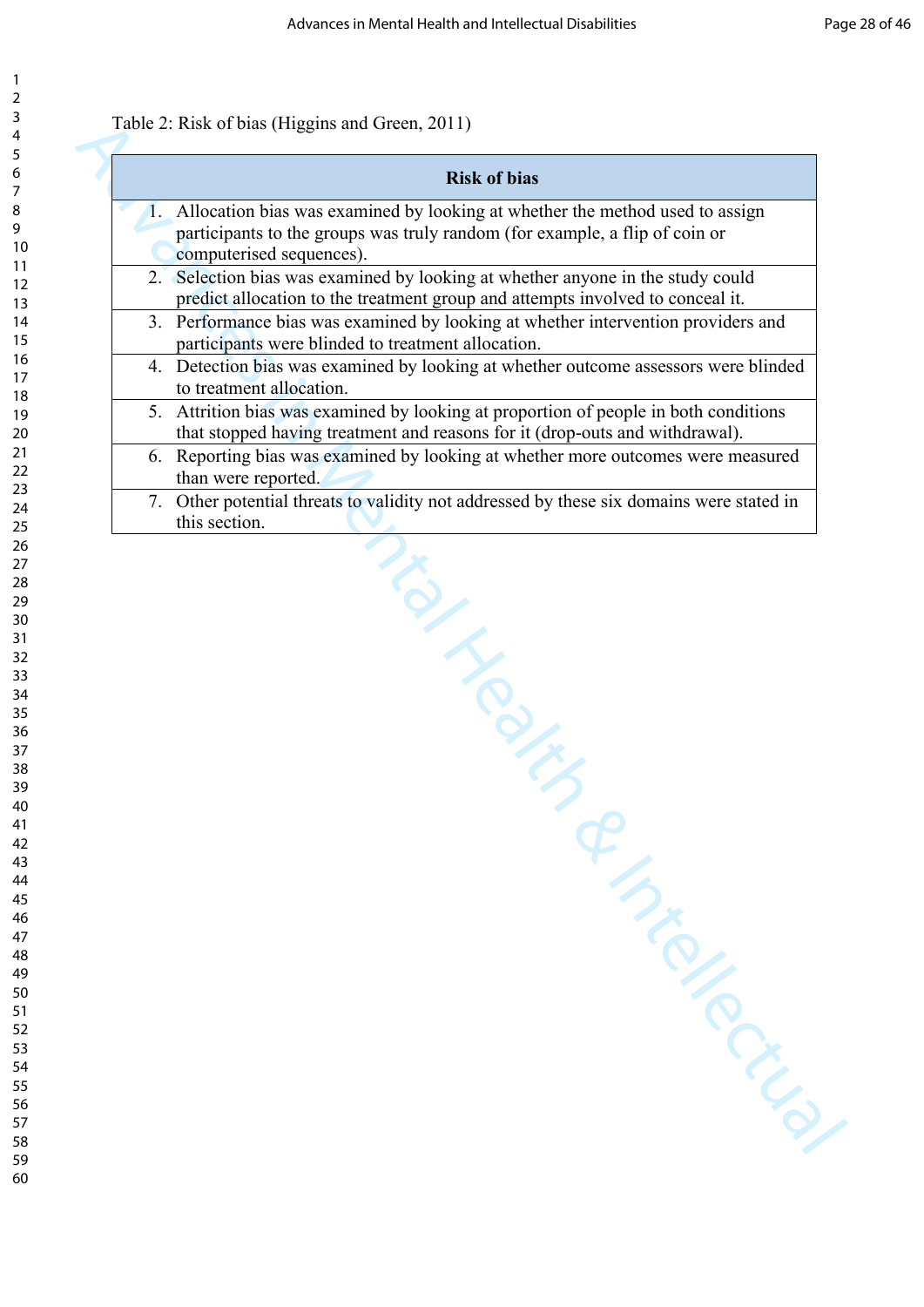Table 2: Risk of bias (Higgins and Green, 2011)

| Risk of bias |
| --- |
| 1. Allocation bias was examined by looking at whether the method used to assign participants to the groups was truly random (for example, a flip of coin or computerised sequences). |
| 2. Selection bias was examined by looking at whether anyone in the study could predict allocation to the treatment group and attempts involved to conceal it. |
| 3. Performance bias was examined by looking at whether intervention providers and participants were blinded to treatment allocation. |
| 4. Detection bias was examined by looking at whether outcome assessors were blinded to treatment allocation. |
| 5. Attrition bias was examined by looking at proportion of people in both conditions that stopped having treatment and reasons for it (drop-outs and withdrawal). |
| 6. Reporting bias was examined by looking at whether more outcomes were measured than were reported. |
| 7. Other potential threats to validity not addressed by these six domains were stated in this section. |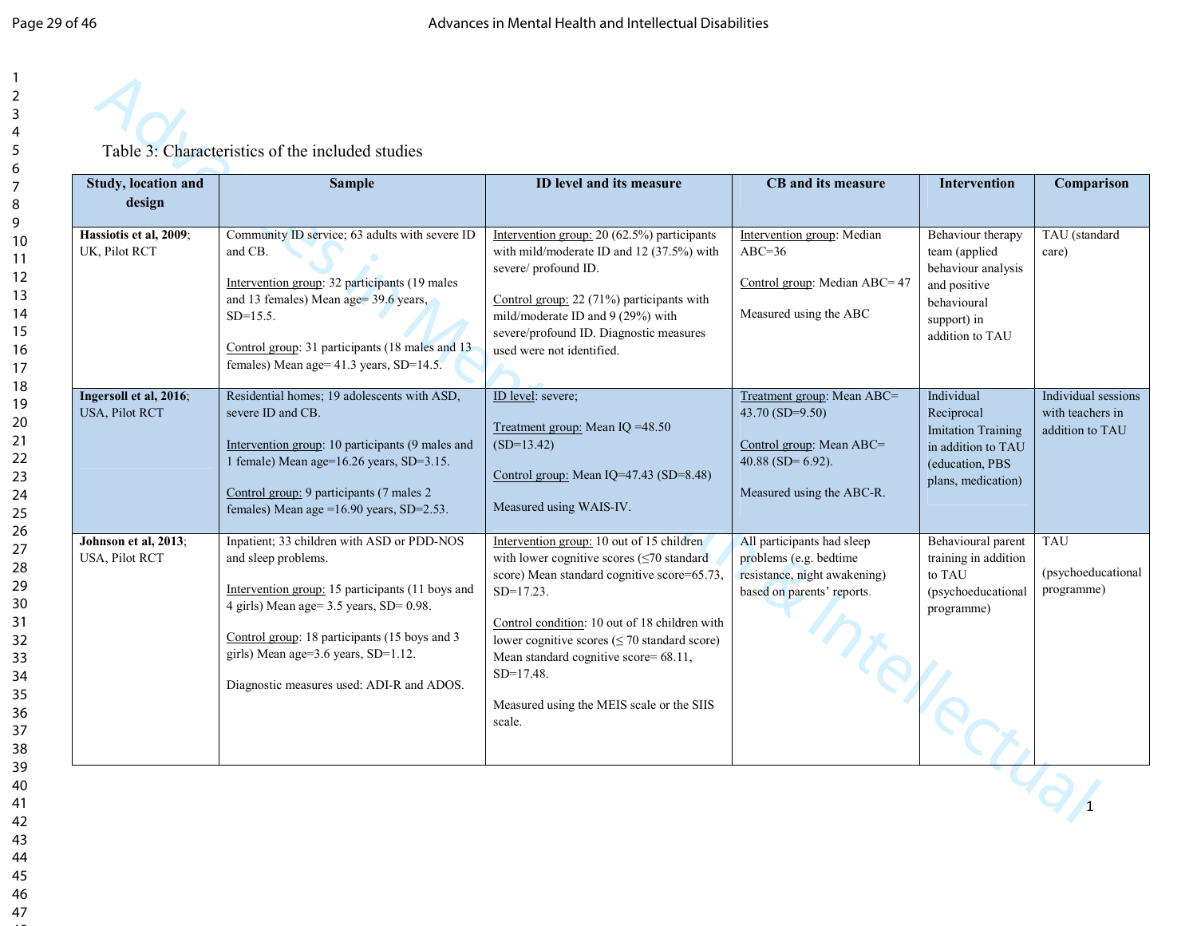Table 3: Characteristics of the included studies

| Study, location and design | Sample | ID level and its measure | CB and its measure | Intervention | Comparison |
|---|---|---|---|---|---|
| **Hassiotis et al, 2009**; UK, Pilot RCT | Community ID service; 63 adults with severe ID and CB.<br><br>Intervention group: 32 participants (19 males and 13 females) Mean age= 39.6 years, SD=15.5.<br><br>Control group: 31 participants (18 males and 13 females) Mean age= 41.3 years, SD=14.5. | Intervention group: 20 (62.5%) participants with mild/moderate ID and 12 (37.5%) with severe/ profound ID.<br><br>Control group: 22 (71%) participants with mild/moderate ID and 9 (29%) with severe/profound ID. Diagnostic measures used were not identified. | Intervention group: Median ABC=36<br><br>Control group: Median ABC= 47<br><br>Measured using the ABC | Behaviour therapy team (applied behaviour analysis and positive behavioural support) in addition to TAU | TAU (standard care) |
| **Ingersoll et al, 2016**; USA, Pilot RCT | Residential homes; 19 adolescents with ASD, severe ID and CB.<br><br>Intervention group: 10 participants (9 males and 1 female) Mean age=16.26 years, SD=3.15.<br><br>Control group: 9 participants (7 males 2 females) Mean age =16.90 years, SD=2.53. | ID level: severe;<br><br>Treatment group: Mean IQ =48.50 (SD=13.42)<br><br>Control group: Mean IQ=47.43 (SD=8.48)<br><br>Measured using WAIS-IV. | Treatment group: Mean ABC= 43.70 (SD=9.50)<br><br>Control group: Mean ABC= 40.88 (SD= 6.92).<br><br>Measured using the ABC-R. | Individual Reciprocal Imitation Training in addition to TAU (education, PBS plans, medication) | Individual sessions with teachers in addition to TAU |
| **Johnson et al, 2013**; USA, Pilot RCT | Inpatient; 33 children with ASD or PDD-NOS and sleep problems.<br><br>Intervention group: 15 participants (11 boys and 4 girls) Mean age= 3.5 years, SD= 0.98.<br><br>Control group: 18 participants (15 boys and 3 girls) Mean age=3.6 years, SD=1.12.<br><br>Diagnostic measures used: ADI-R and ADOS. | Intervention group: 10 out of 15 children with lower cognitive scores (≤70 standard score) Mean standard cognitive score=65.73, SD=17.23.<br><br>Control condition: 10 out of 18 children with lower cognitive scores (≤ 70 standard score) Mean standard cognitive score= 68.11, SD=17.48.<br><br>Measured using the MEIS scale or the SIIS scale. | All participants had sleep problems (e.g. bedtime resistance, night awakening) based on parents' reports. | Behavioural parent training in addition to TAU (psychoeducational programme) | TAU<br><br>(psychoeducational programme) |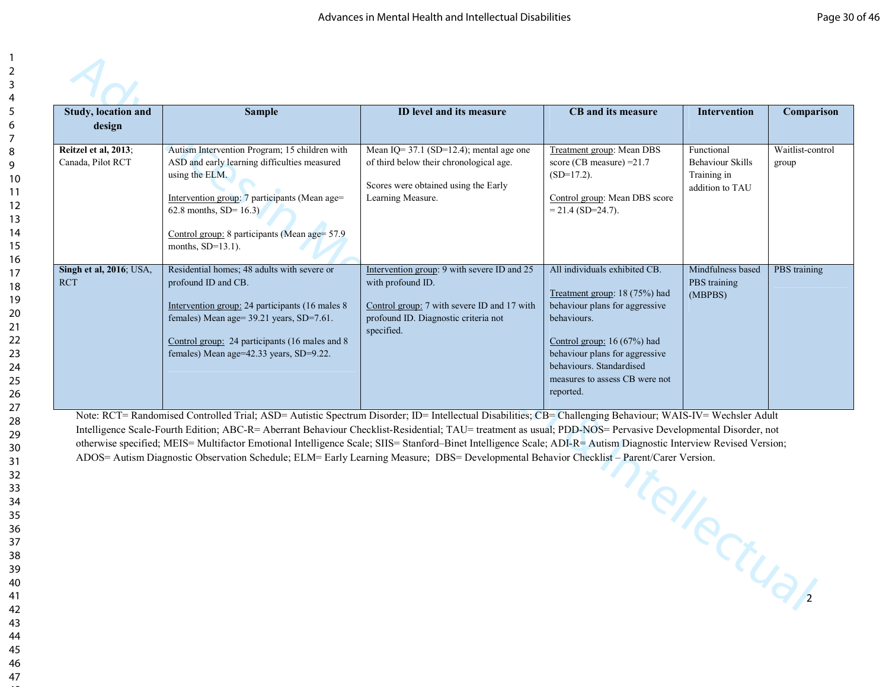| Study, location and design | Sample | ID level and its measure | CB and its measure | Intervention | Comparison |
|---|---|---|---|---|---|
| **Reitzel et al, 2013**; Canada, Pilot RCT | Autism Intervention Program; 15 children with ASD and early learning difficulties measured using the ELM.<br><br>Intervention group: 7 participants (Mean age= 62.8 months, SD= 16.3)<br><br>Control group: 8 participants (Mean age= 57.9 months, SD=13.1). | Mean IQ= 37.1 (SD=12.4); mental age one of third below their chronological age.<br><br>Scores were obtained using the Early Learning Measure. | Treatment group: Mean DBS score (CB measure) =21.7 (SD=17.2).<br><br>Control group: Mean DBS score = 21.4 (SD=24.7). | Functional Behaviour Skills Training in addition to TAU | Waitlist-control group |
| **Singh et al, 2016**; USA, RCT | Residential homes; 48 adults with severe or profound ID and CB.<br><br>Intervention group: 24 participants (16 males 8 females) Mean age= 39.21 years, SD=7.61.<br><br>Control group: 24 participants (16 males and 8 females) Mean age=42.33 years, SD=9.22. | Intervention group: 9 with severe ID and 25 with profound ID.<br><br>Control group: 7 with severe ID and 17 with profound ID. Diagnostic criteria not specified. | All individuals exhibited CB.<br><br>Treatment group: 18 (75%) had behaviour plans for aggressive behaviours.<br><br>Control group: 16 (67%) had behaviour plans for aggressive behaviours. Standardised measures to assess CB were not reported. | Mindfulness based PBS training (MBPBS) | PBS training |

Note: RCT= Randomised Controlled Trial; ASD= Autistic Spectrum Disorder; ID= Intellectual Disabilities; CB= Challenging Behaviour; WAIS-IV= Wechsler Adult Intelligence Scale-Fourth Edition; ABC-R= Aberrant Behaviour Checklist-Residential; TAU= treatment as usual; PDD-NOS= Pervasive Developmental Disorder, not otherwise specified; MEIS= Multifactor Emotional Intelligence Scale; SIIS= Stanford–Binet Intelligence Scale; ADI-R= Autism Diagnostic Interview Revised Version; ADOS= Autism Diagnostic Observation Schedule; ELM= Early Learning Measure; DBS= Developmental Behavior Checklist – Parent/Carer Version.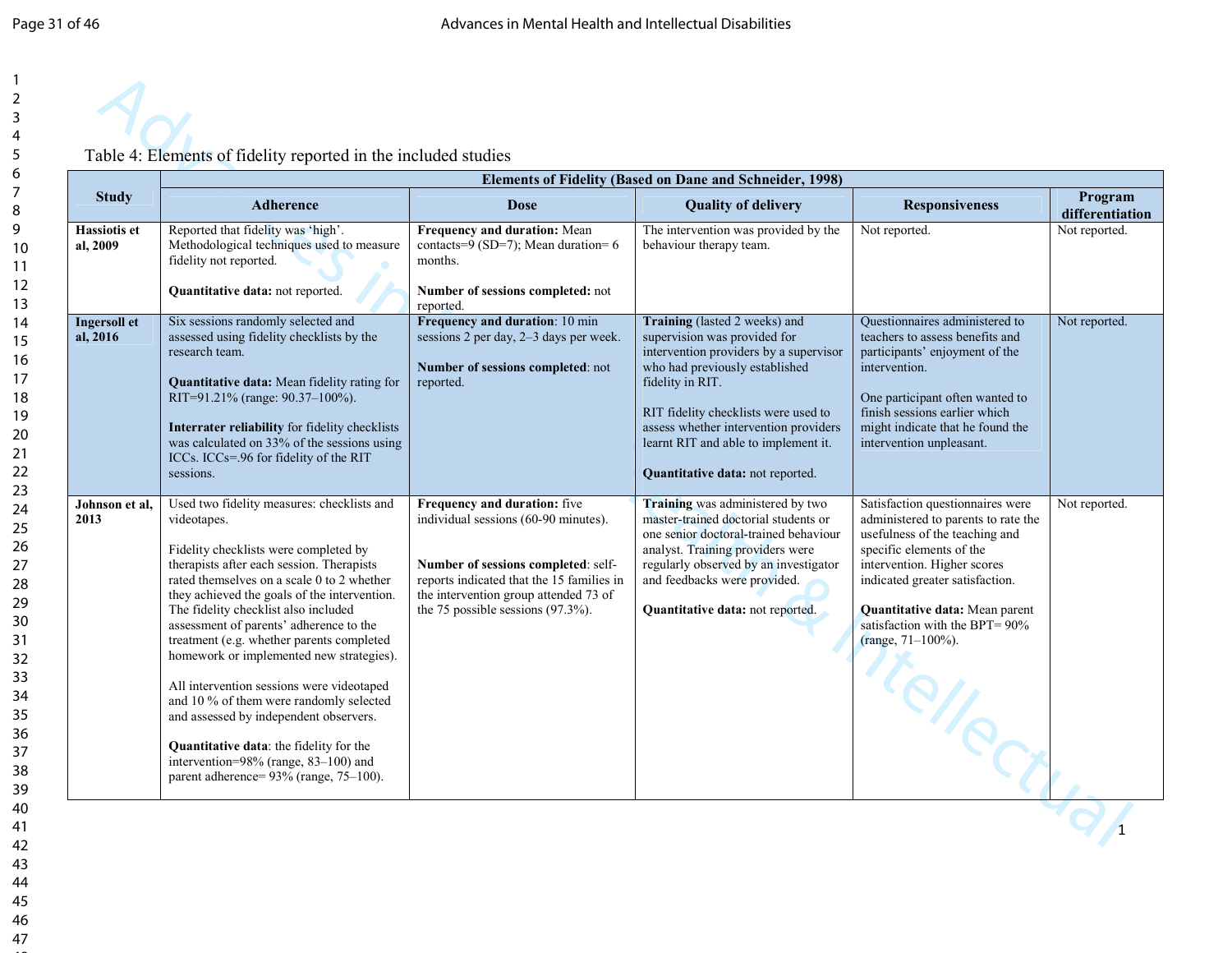Table 4: Elements of fidelity reported in the included studies

| Study | Elements of Fidelity (Based on Dane and Schneider, 1998) | | | | |
|---|---|---|---|---|---|
| | Adherence | Dose | Quality of delivery | Responsiveness | Program differentiation |
| **Hassiotis et al, 2009** | Reported that fidelity was 'high'. Methodological techniques used to measure fidelity not reported.<br><br>**Quantitative data:** not reported. | **Frequency and duration:** Mean contacts=9 (SD=7); Mean duration= 6 months.<br><br>**Number of sessions completed:** not reported. | The intervention was provided by the behaviour therapy team. | Not reported. | Not reported. |
| **Ingersoll et al, 2016** | Six sessions randomly selected and assessed using fidelity checklists by the research team.<br><br>**Quantitative data:** Mean fidelity rating for RIT=91.21% (range: 90.37–100%).<br><br>**Interrater reliability** for fidelity checklists was calculated on 33% of the sessions using ICCs. ICCs=.96 for fidelity of the RIT sessions. | **Frequency and duration**: 10 min sessions 2 per day, 2–3 days per week.<br><br>**Number of sessions completed**: not reported. | **Training** (lasted 2 weeks) and supervision was provided for intervention providers by a supervisor who had previously established fidelity in RIT.<br><br>RIT fidelity checklists were used to assess whether intervention providers learnt RIT and able to implement it.<br><br>**Quantitative data:** not reported. | Questionnaires administered to teachers to assess benefits and participants' enjoyment of the intervention.<br><br>One participant often wanted to finish sessions earlier which might indicate that he found the intervention unpleasant. | Not reported. |
| **Johnson et al, 2013** | Used two fidelity measures: checklists and videotapes.<br><br>Fidelity checklists were completed by therapists after each session. Therapists rated themselves on a scale 0 to 2 whether they achieved the goals of the intervention. The fidelity checklist also included assessment of parents' adherence to the treatment (e.g. whether parents completed homework or implemented new strategies).<br><br>All intervention sessions were videotaped and 10 % of them were randomly selected and assessed by independent observers.<br><br>**Quantitative data**: the fidelity for the intervention=98% (range, 83–100) and parent adherence= 93% (range, 75–100). | **Frequency and duration:** five individual sessions (60-90 minutes).<br><br>**Number of sessions completed**: self-reports indicated that the 15 families in the intervention group attended 73 of the 75 possible sessions (97.3%). | **Training** was administered by two master-trained doctorial students or one senior doctoral-trained behaviour analyst. Training providers were regularly observed by an investigator and feedbacks were provided.<br><br>**Quantitative data:** not reported. | Satisfaction questionnaires were administered to parents to rate the usefulness of the teaching and specific elements of the intervention. Higher scores indicated greater satisfaction.<br><br>**Quantitative data:** Mean parent satisfaction with the BPT= 90% (range, 71–100%). | Not reported. |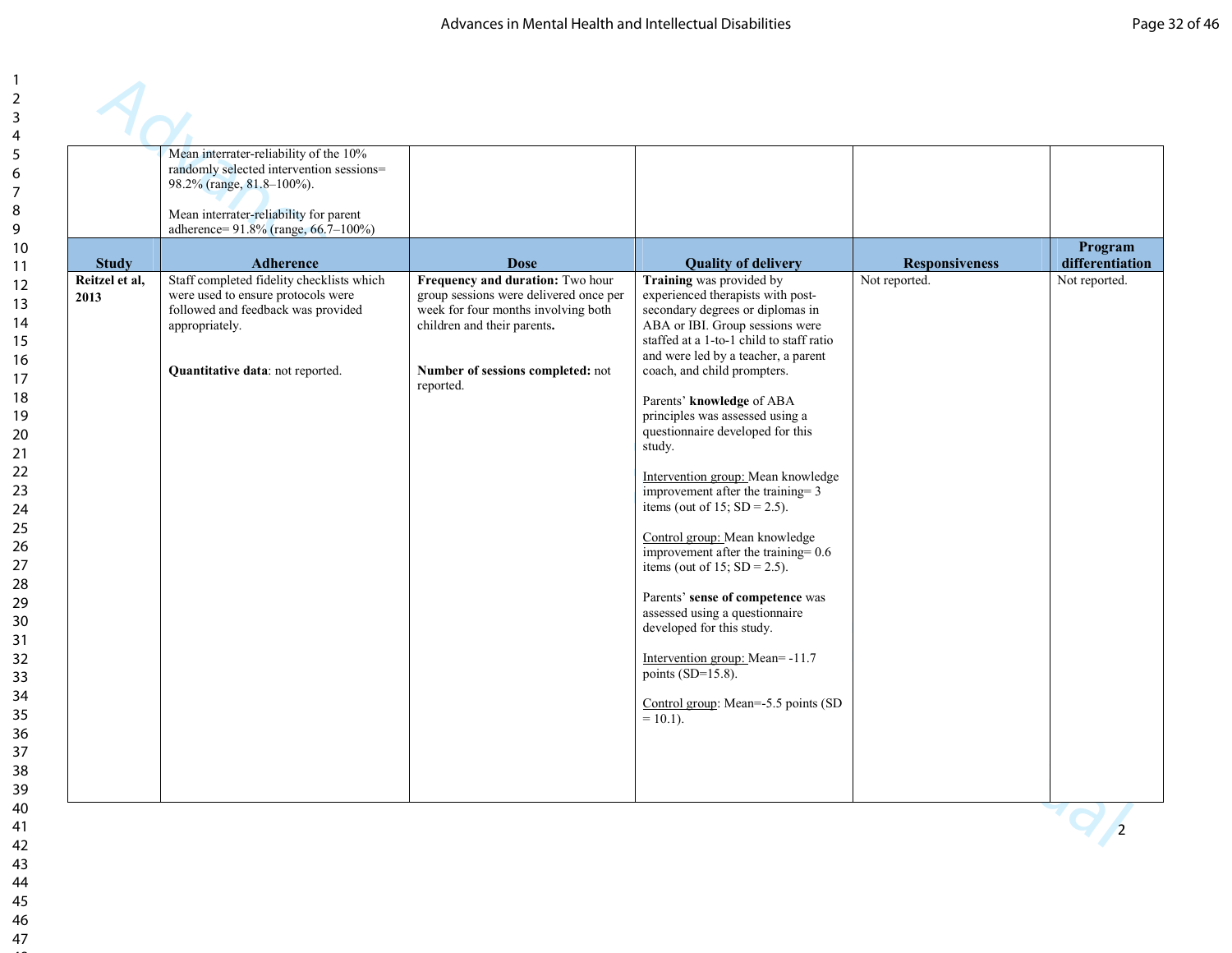| | | | | | |
|---|---|---|---|---|---|
| | Mean interrater-reliability of the 10% randomly selected intervention sessions= 98.2% (range, 81.8–100%).<br><br>Mean interrater-reliability for parent adherence= 91.8% (range, 66.7–100%) | | | | |
| **Study** | **Adherence** | **Dose** | **Quality of delivery** | **Responsiveness** | **Program differentiation** |
| **Reitzel et al, 2013** | Staff completed fidelity checklists which were used to ensure protocols were followed and feedback was provided appropriately.<br><br>**Quantitative data**: not reported. | **Frequency and duration:** Two hour group sessions were delivered once per week for four months involving both children and their parents**.**<br><br>**Number of sessions completed:** not reported. | **Training** was provided by experienced therapists with post-secondary degrees or diplomas in ABA or IBI. Group sessions were staffed at a 1-to-1 child to staff ratio and were led by a teacher, a parent coach, and child prompters.<br><br>Parents' **knowledge** of ABA principles was assessed using a questionnaire developed for this study.<br><br>Intervention group: Mean knowledge improvement after the training= 3 items (out of 15; SD = 2.5).<br><br>Control group: Mean knowledge improvement after the training= 0.6 items (out of 15; SD = 2.5).<br><br>Parents' **sense of competence** was assessed using a questionnaire developed for this study.<br><br>Intervention group: Mean= -11.7 points (SD=15.8).<br><br>Control group: Mean=-5.5 points (SD = 10.1). | Not reported. | Not reported. |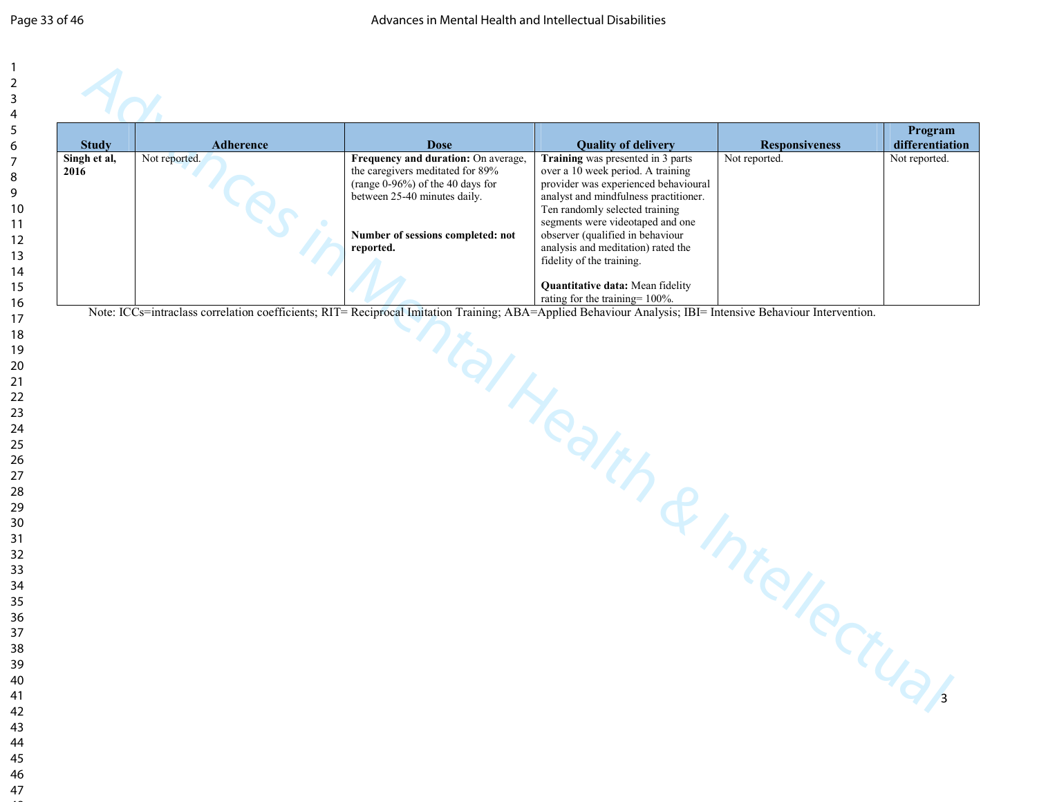| Study | Adherence | Dose | Quality of delivery | Responsiveness | Program differentiation |
|---|---|---|---|---|---|
| **Singh et al, 2016** | Not reported. | **Frequency and duration:** On average, the caregivers meditated for 89% (range 0-96%) of the 40 days for between 25-40 minutes daily.<br><br>**Number of sessions completed: not reported.** | **Training** was presented in 3 parts over a 10 week period. A training provider was experienced behavioural analyst and mindfulness practitioner. Ten randomly selected training segments were videotaped and one observer (qualified in behaviour analysis and meditation) rated the fidelity of the training.<br><br>**Quantitative data:** Mean fidelity rating for the training= 100%. | Not reported. | Not reported. |

Note: ICCs=intraclass correlation coefficients; RIT= Reciprocal Imitation Training; ABA=Applied Behaviour Analysis; IBI= Intensive Behaviour Intervention.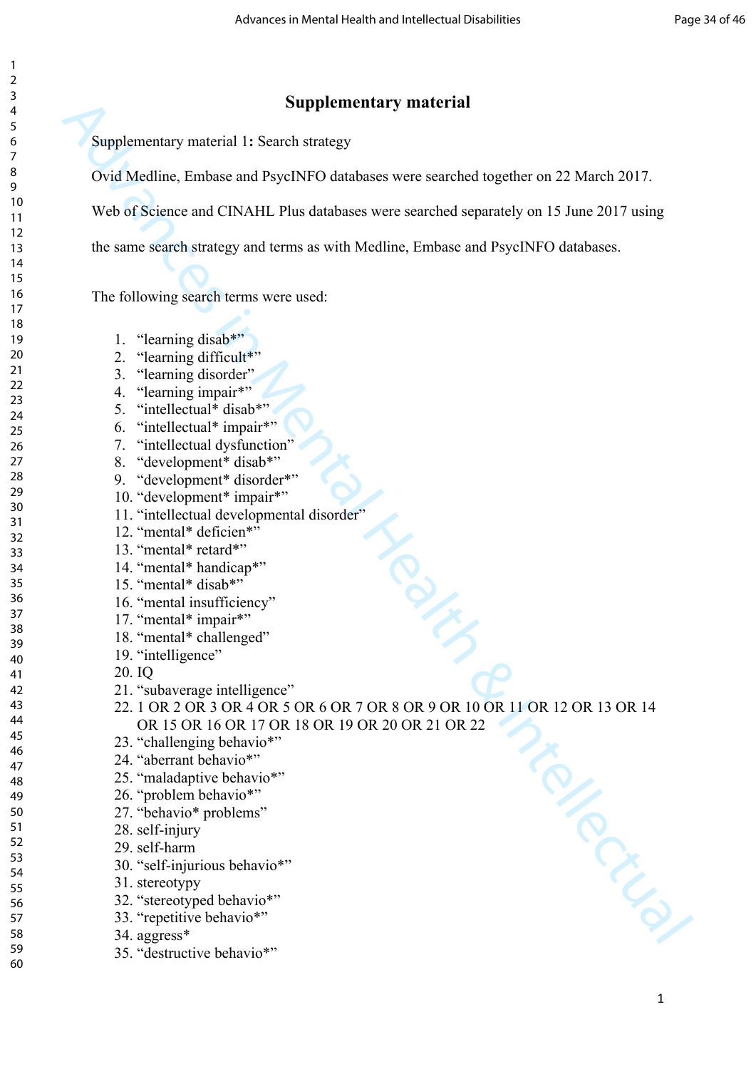# Supplementary material

Supplementary material 1**:** Search strategy

Ovid Medline, Embase and PsycINFO databases were searched together on 22 March 2017. Web of Science and CINAHL Plus databases were searched separately on 15 June 2017 using the same search strategy and terms as with Medline, Embase and PsycINFO databases.

The following search terms were used:

1. "learning disab*"
2. "learning difficult*"
3. "learning disorder"
4. "learning impair*"
5. "intellectual* disab*"
6. "intellectual* impair*"
7. "intellectual dysfunction"
8. "development* disab*"
9. "development* disorder*"
10. "development* impair*"
11. "intellectual developmental disorder"
12. "mental* deficien*"
13. "mental* retard*"
14. "mental* handicap*"
15. "mental* disab*"
16. "mental insufficiency"
17. "mental* impair*"
18. "mental* challenged"
19. "intelligence"
20. IQ
21. "subaverage intelligence"
22. 1 OR 2 OR 3 OR 4 OR 5 OR 6 OR 7 OR 8 OR 9 OR 10 OR 11 OR 12 OR 13 OR 14 OR 15 OR 16 OR 17 OR 18 OR 19 OR 20 OR 21 OR 22
23. "challenging behavio*"
24. "aberrant behavio*"
25. "maladaptive behavio*"
26. "problem behavio*"
27. "behavio* problems"
28. self-injury
29. self-harm
30. "self-injurious behavio*"
31. stereotypy
32. "stereotyped behavio*"
33. "repetitive behavio*"
34. aggress*
35. "destructive behavio*"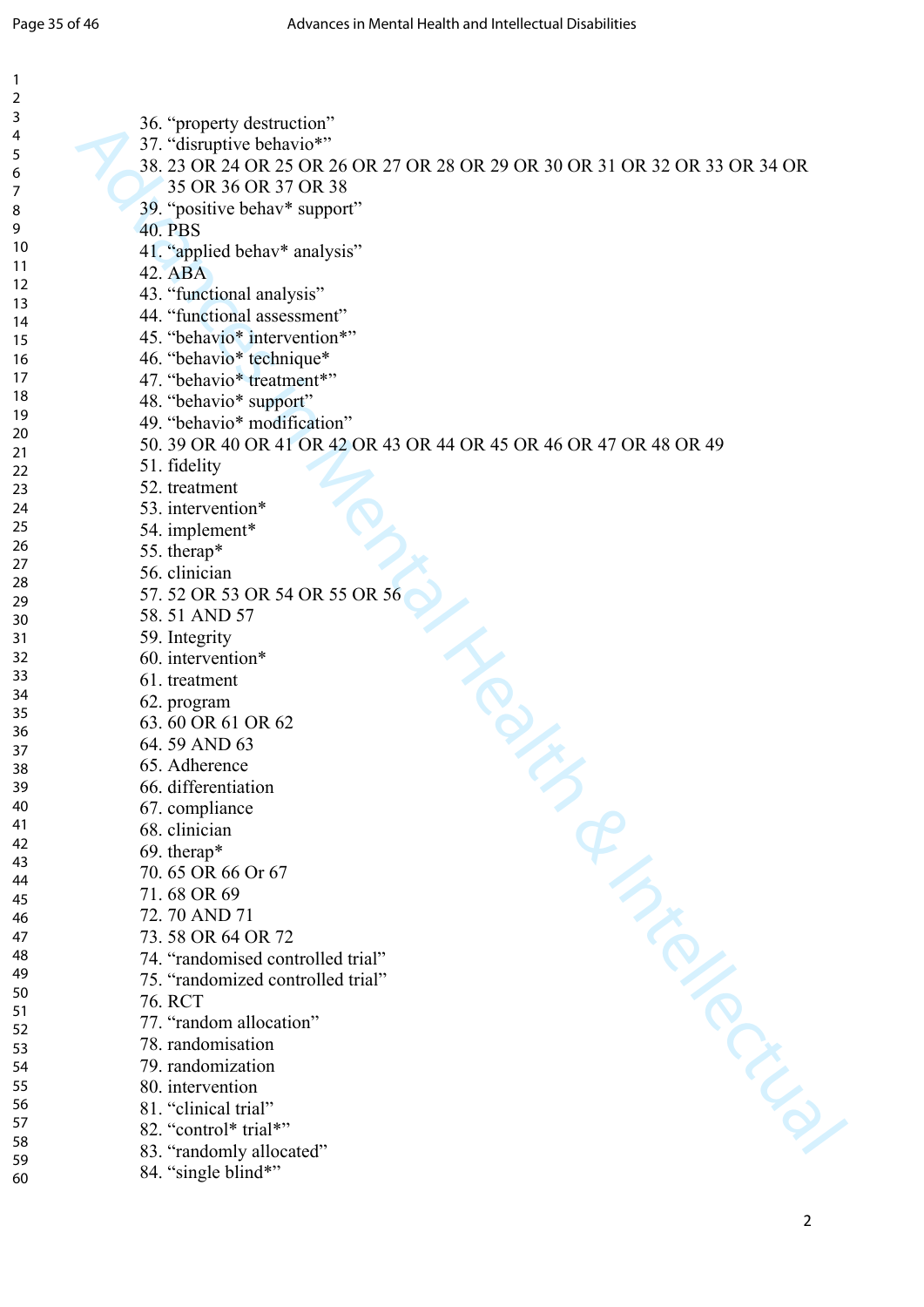36. “property destruction”
37. “disruptive behavio*”
38. 23 OR 24 OR 25 OR 26 OR 27 OR 28 OR 29 OR 30 OR 31 OR 32 OR 33 OR 34 OR 35 OR 36 OR 37 OR 38
39. “positive behav* support”
40. PBS
41. “applied behav* analysis”
42. ABA
43. “functional analysis”
44. “functional assessment”
45. “behavio* intervention*”
46. “behavio* technique*
47. “behavio* treatment*”
48. “behavio* support”
49. “behavio* modification”
50. 39 OR 40 OR 41 OR 42 OR 43 OR 44 OR 45 OR 46 OR 47 OR 48 OR 49
51. fidelity
52. treatment
53. intervention*
54. implement*
55. therap*
56. clinician
57. 52 OR 53 OR 54 OR 55 OR 56
58. 51 AND 57
59. Integrity
60. intervention*
61. treatment
62. program
63. 60 OR 61 OR 62
64. 59 AND 63
65. Adherence
66. differentiation
67. compliance
68. clinician
69. therap*
70. 65 OR 66 Or 67
71. 68 OR 69
72. 70 AND 71
73. 58 OR 64 OR 72
74. “randomised controlled trial”
75. “randomized controlled trial”
76. RCT
77. “random allocation”
78. randomisation
79. randomization
80. intervention
81. “clinical trial”
82. “control* trial*”
83. “randomly allocated”
84. “single blind*”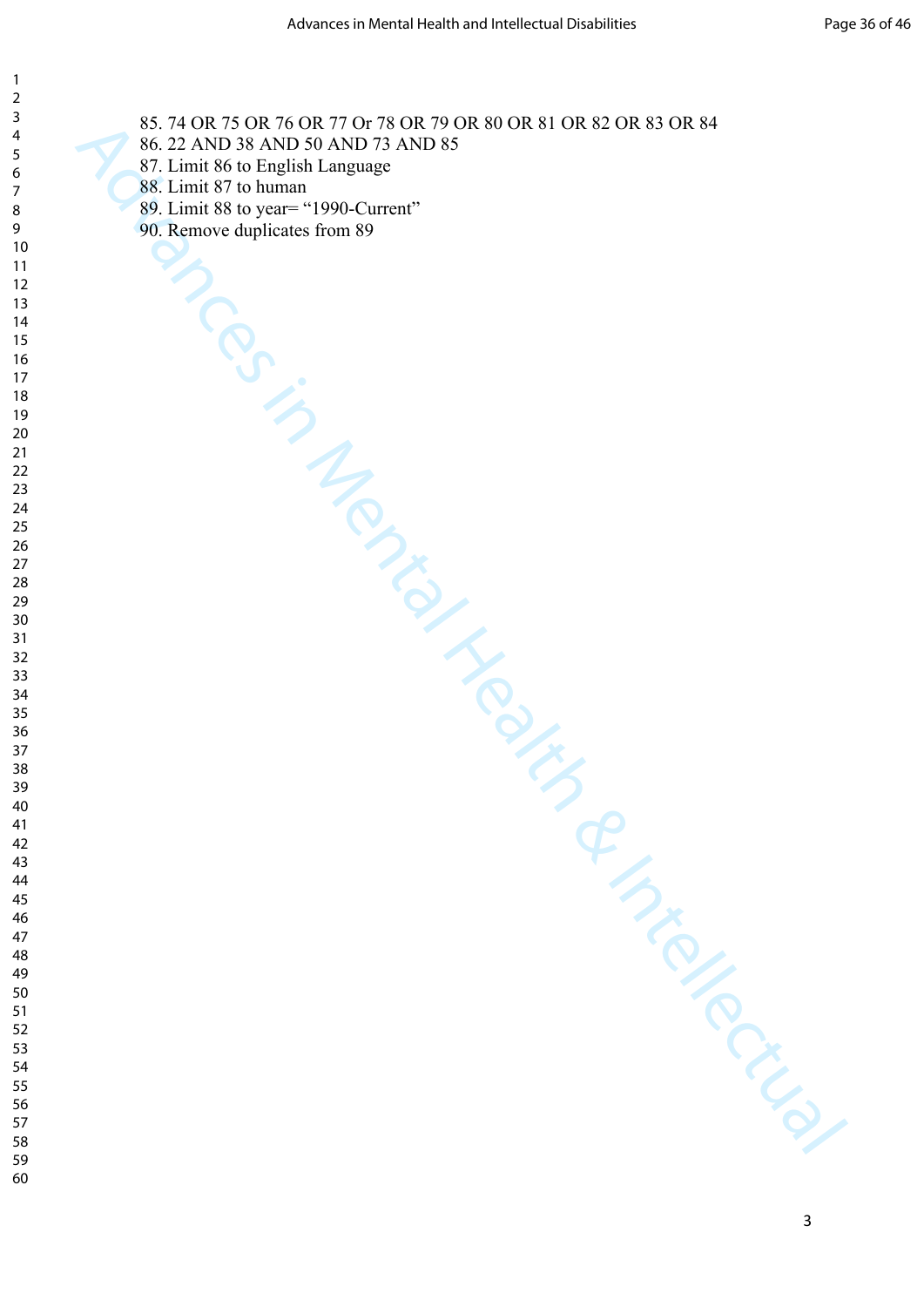85. 74 OR 75 OR 76 OR 77 Or 78 OR 79 OR 80 OR 81 OR 82 OR 83 OR 84
86. 22 AND 38 AND 50 AND 73 AND 85
87. Limit 86 to English Language
88. Limit 87 to human
89. Limit 88 to year= "1990-Current"
90. Remove duplicates from 89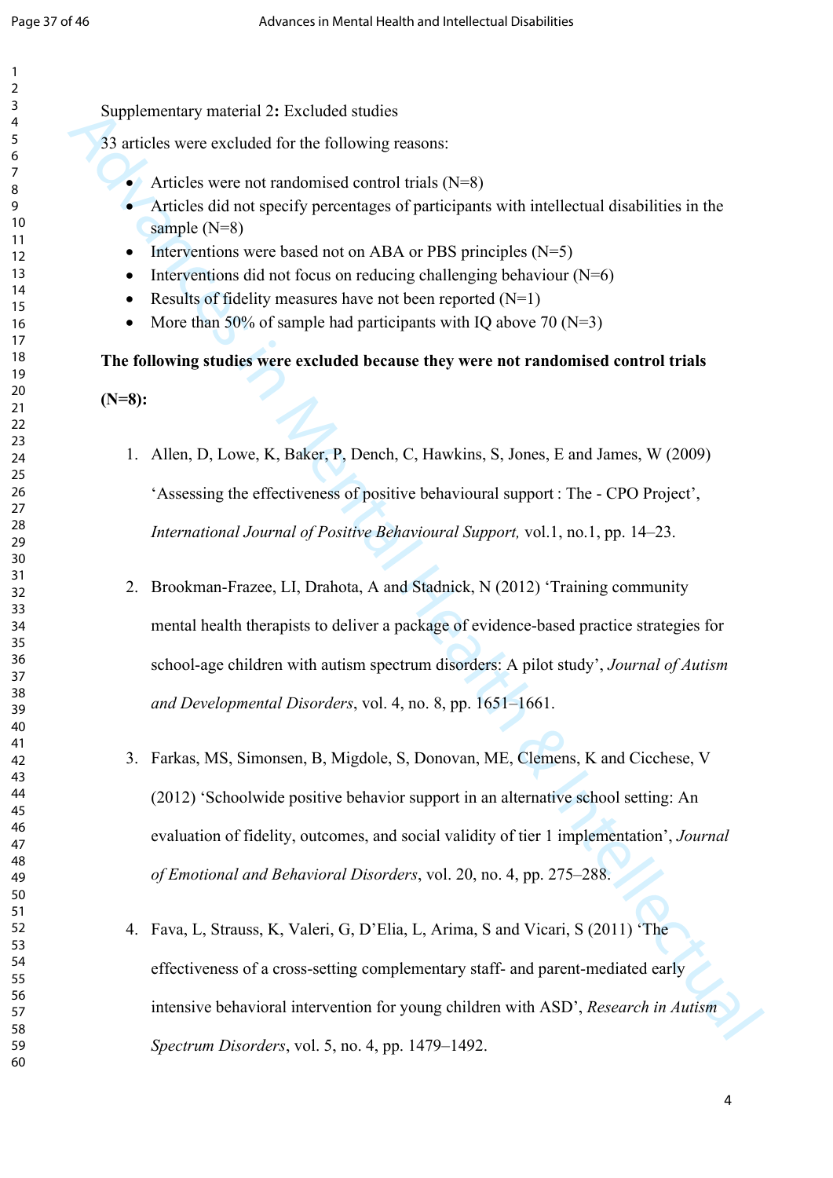Supplementary material 2**:** Excluded studies

33 articles were excluded for the following reasons:

- Articles were not randomised control trials (N=8)
- Articles did not specify percentages of participants with intellectual disabilities in the sample (N=8)
- Interventions were based not on ABA or PBS principles (N=5)
- Interventions did not focus on reducing challenging behaviour (N=6)
- Results of fidelity measures have not been reported (N=1)
- More than 50% of sample had participants with IQ above 70 (N=3)

**The following studies were excluded because they were not randomised control trials (N=8):**

1. Allen, D, Lowe, K, Baker, P, Dench, C, Hawkins, S, Jones, E and James, W (2009) 'Assessing the effectiveness of positive behavioural support : The - CPO Project', *International Journal of Positive Behavioural Support,* vol.1, no.1, pp. 14–23.

2. Brookman-Frazee, LI, Drahota, A and Stadnick, N (2012) 'Training community mental health therapists to deliver a package of evidence-based practice strategies for school-age children with autism spectrum disorders: A pilot study', *Journal of Autism and Developmental Disorders*, vol. 4, no. 8, pp. 1651–1661.

3. Farkas, MS, Simonsen, B, Migdole, S, Donovan, ME, Clemens, K and Cicchese, V (2012) 'Schoolwide positive behavior support in an alternative school setting: An evaluation of fidelity, outcomes, and social validity of tier 1 implementation', *Journal of Emotional and Behavioral Disorders*, vol. 20, no. 4, pp. 275–288.

4. Fava, L, Strauss, K, Valeri, G, D'Elia, L, Arima, S and Vicari, S (2011) 'The effectiveness of a cross-setting complementary staff- and parent-mediated early intensive behavioral intervention for young children with ASD', *Research in Autism Spectrum Disorders*, vol. 5, no. 4, pp. 1479–1492.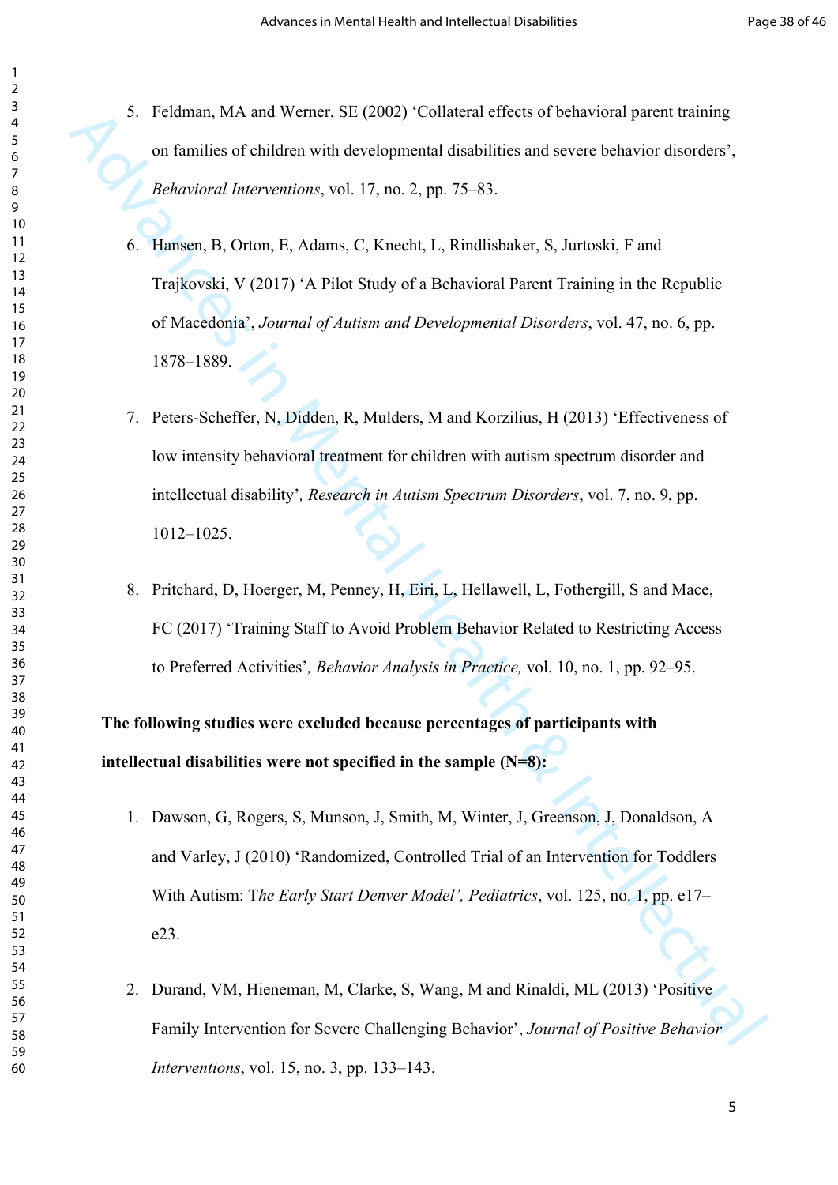5. Feldman, MA and Werner, SE (2002) 'Collateral effects of behavioral parent training on families of children with developmental disabilities and severe behavior disorders', *Behavioral Interventions*, vol. 17, no. 2, pp. 75–83.

6. Hansen, B, Orton, E, Adams, C, Knecht, L, Rindlisbaker, S, Jurtoski, F and Trajkovski, V (2017) 'A Pilot Study of a Behavioral Parent Training in the Republic of Macedonia', *Journal of Autism and Developmental Disorders*, vol. 47, no. 6, pp. 1878–1889.

7. Peters-Scheffer, N, Didden, R, Mulders, M and Korzilius, H (2013) 'Effectiveness of low intensity behavioral treatment for children with autism spectrum disorder and intellectual disability', *Research in Autism Spectrum Disorders*, vol. 7, no. 9, pp. 1012–1025.

8. Pritchard, D, Hoerger, M, Penney, H, Eiri, L, Hellawell, L, Fothergill, S and Mace, FC (2017) 'Training Staff to Avoid Problem Behavior Related to Restricting Access to Preferred Activities', *Behavior Analysis in Practice,* vol. 10, no. 1, pp. 92–95.

**The following studies were excluded because percentages of participants with intellectual disabilities were not specified in the sample (N=8):**

1. Dawson, G, Rogers, S, Munson, J, Smith, M, Winter, J, Greenson, J, Donaldson, A and Varley, J (2010) 'Randomized, Controlled Trial of an Intervention for Toddlers With Autism: T*he Early Start Denver Model', Pediatrics*, vol. 125, no. 1, pp. e17–e23.

2. Durand, VM, Hieneman, M, Clarke, S, Wang, M and Rinaldi, ML (2013) 'Positive Family Intervention for Severe Challenging Behavior', *Journal of Positive Behavior Interventions*, vol. 15, no. 3, pp. 133–143.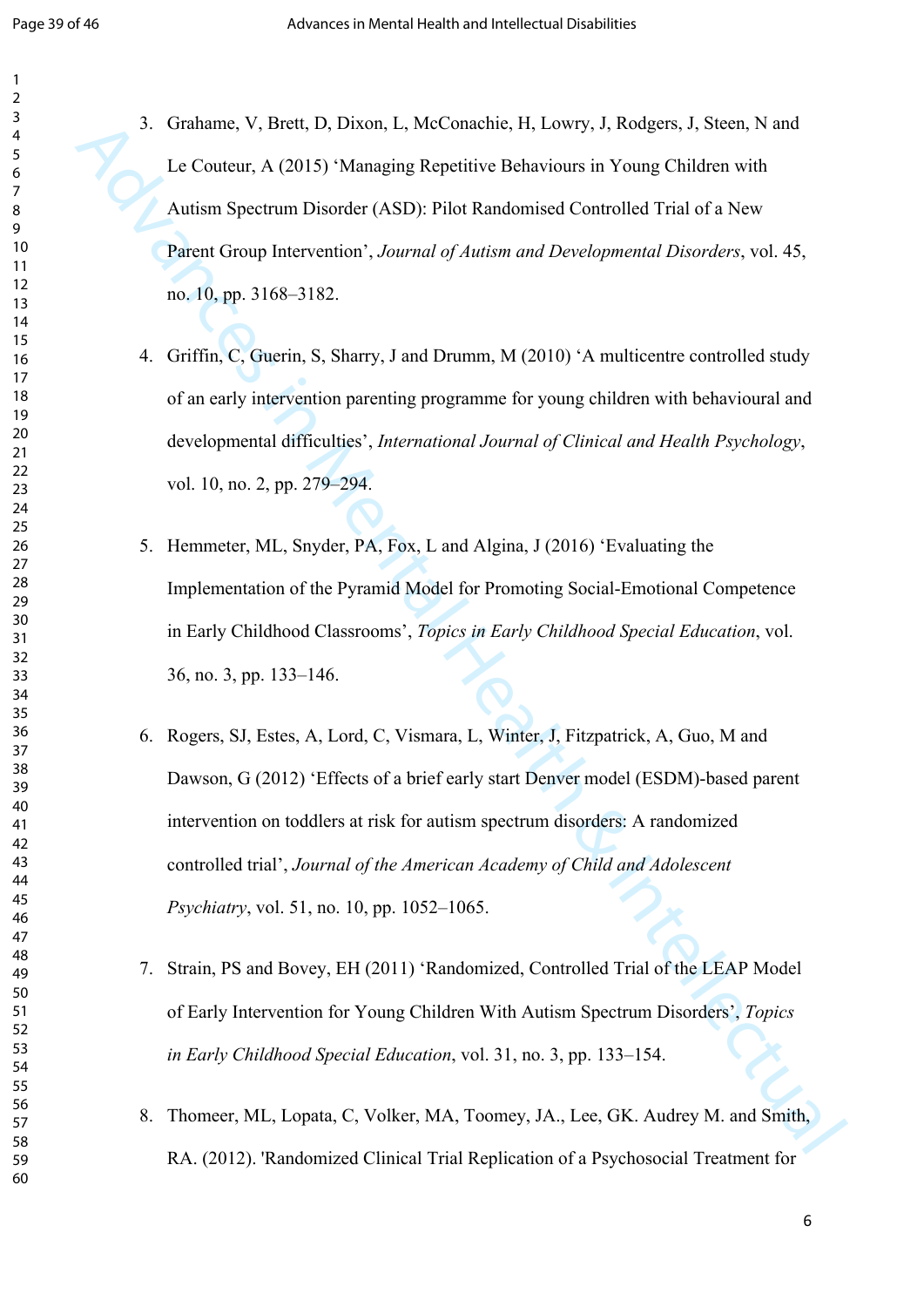3. Grahame, V, Brett, D, Dixon, L, McConachie, H, Lowry, J, Rodgers, J, Steen, N and Le Couteur, A (2015) 'Managing Repetitive Behaviours in Young Children with Autism Spectrum Disorder (ASD): Pilot Randomised Controlled Trial of a New Parent Group Intervention', *Journal of Autism and Developmental Disorders*, vol. 45, no. 10, pp. 3168–3182.

4. Griffin, C, Guerin, S, Sharry, J and Drumm, M (2010) 'A multicentre controlled study of an early intervention parenting programme for young children with behavioural and developmental difficulties', *International Journal of Clinical and Health Psychology*, vol. 10, no. 2, pp. 279–294.

5. Hemmeter, ML, Snyder, PA, Fox, L and Algina, J (2016) 'Evaluating the Implementation of the Pyramid Model for Promoting Social-Emotional Competence in Early Childhood Classrooms', *Topics in Early Childhood Special Education*, vol. 36, no. 3, pp. 133–146.

6. Rogers, SJ, Estes, A, Lord, C, Vismara, L, Winter, J, Fitzpatrick, A, Guo, M and Dawson, G (2012) 'Effects of a brief early start Denver model (ESDM)-based parent intervention on toddlers at risk for autism spectrum disorders: A randomized controlled trial', *Journal of the American Academy of Child and Adolescent Psychiatry*, vol. 51, no. 10, pp. 1052–1065.

7. Strain, PS and Bovey, EH (2011) 'Randomized, Controlled Trial of the LEAP Model of Early Intervention for Young Children With Autism Spectrum Disorders', *Topics in Early Childhood Special Education*, vol. 31, no. 3, pp. 133–154.

8. Thomeer, ML, Lopata, C, Volker, MA, Toomey, JA., Lee, GK. Audrey M. and Smith, RA. (2012). 'Randomized Clinical Trial Replication of a Psychosocial Treatment for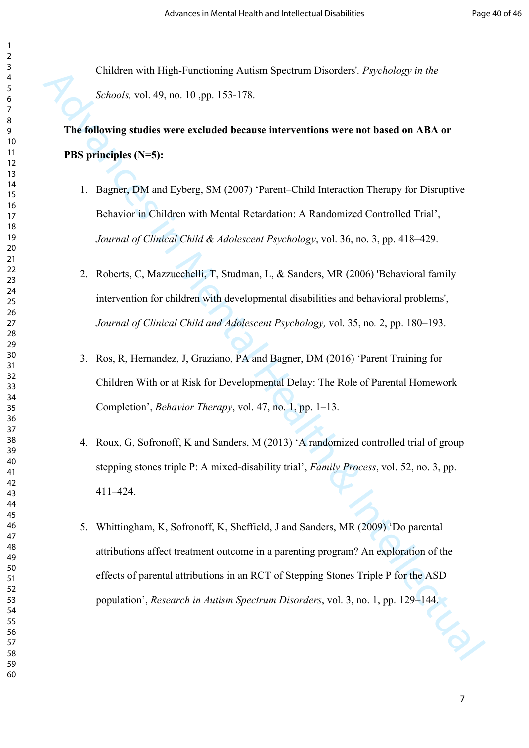Children with High-Functioning Autism Spectrum Disorders'. *Psychology in the Schools,* vol. 49, no. 10 ,pp. 153-178.

**The following studies were excluded because interventions were not based on ABA or PBS principles (N=5):**

1. Bagner, DM and Eyberg, SM (2007) 'Parent–Child Interaction Therapy for Disruptive Behavior in Children with Mental Retardation: A Randomized Controlled Trial', *Journal of Clinical Child & Adolescent Psychology*, vol. 36, no. 3, pp. 418–429.

2. Roberts, C, Mazzucchelli, T, Studman, L, & Sanders, MR (2006) 'Behavioral family intervention for children with developmental disabilities and behavioral problems', *Journal of Clinical Child and Adolescent Psychology,* vol. 35, no. 2, pp. 180–193.

3. Ros, R, Hernandez, J, Graziano, PA and Bagner, DM (2016) 'Parent Training for Children With or at Risk for Developmental Delay: The Role of Parental Homework Completion', *Behavior Therapy*, vol. 47, no. 1, pp. 1–13.

4. Roux, G, Sofronoff, K and Sanders, M (2013) 'A randomized controlled trial of group stepping stones triple P: A mixed-disability trial', *Family Process*, vol. 52, no. 3, pp. 411–424.

5. Whittingham, K, Sofronoff, K, Sheffield, J and Sanders, MR (2009) 'Do parental attributions affect treatment outcome in a parenting program? An exploration of the effects of parental attributions in an RCT of Stepping Stones Triple P for the ASD population', *Research in Autism Spectrum Disorders*, vol. 3, no. 1, pp. 129–144.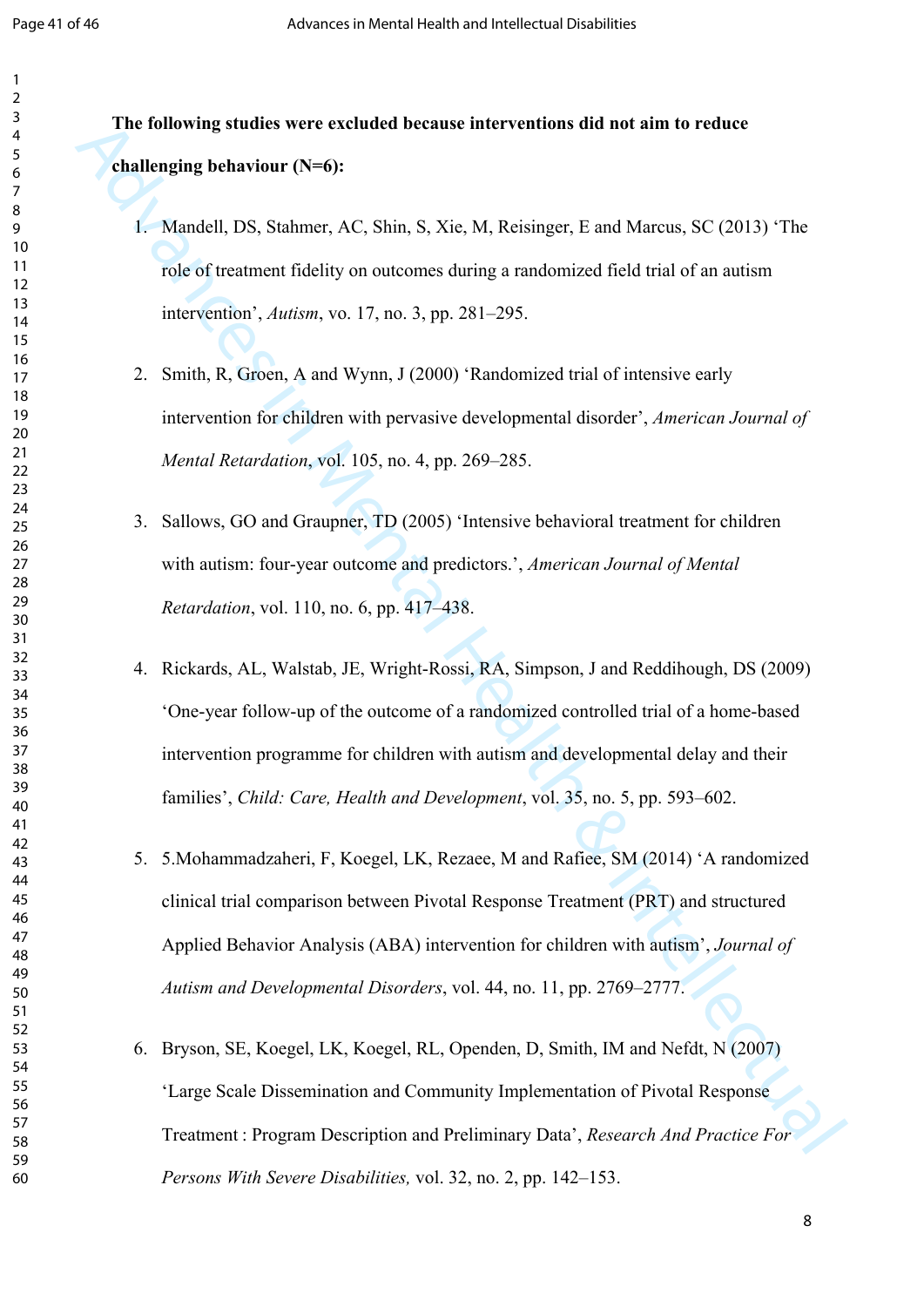**The following studies were excluded because interventions did not aim to reduce challenging behaviour (N=6):**

1. Mandell, DS, Stahmer, AC, Shin, S, Xie, M, Reisinger, E and Marcus, SC (2013) 'The role of treatment fidelity on outcomes during a randomized field trial of an autism intervention', *Autism*, vo. 17, no. 3, pp. 281–295.

2. Smith, R, Groen, A and Wynn, J (2000) 'Randomized trial of intensive early intervention for children with pervasive developmental disorder', *American Journal of Mental Retardation*, vol. 105, no. 4, pp. 269–285.

3. Sallows, GO and Graupner, TD (2005) 'Intensive behavioral treatment for children with autism: four-year outcome and predictors.', *American Journal of Mental Retardation*, vol. 110, no. 6, pp. 417–438.

4. Rickards, AL, Walstab, JE, Wright-Rossi, RA, Simpson, J and Reddihough, DS (2009) 'One-year follow-up of the outcome of a randomized controlled trial of a home-based intervention programme for children with autism and developmental delay and their families', *Child: Care, Health and Development*, vol. 35, no. 5, pp. 593–602.

5. 5.Mohammadzaheri, F, Koegel, LK, Rezaee, M and Rafiee, SM (2014) 'A randomized clinical trial comparison between Pivotal Response Treatment (PRT) and structured Applied Behavior Analysis (ABA) intervention for children with autism', *Journal of Autism and Developmental Disorders*, vol. 44, no. 11, pp. 2769–2777.

6. Bryson, SE, Koegel, LK, Koegel, RL, Openden, D, Smith, IM and Nefdt, N (2007) 'Large Scale Dissemination and Community Implementation of Pivotal Response Treatment : Program Description and Preliminary Data', *Research And Practice For Persons With Severe Disabilities,* vol. 32, no. 2, pp. 142–153.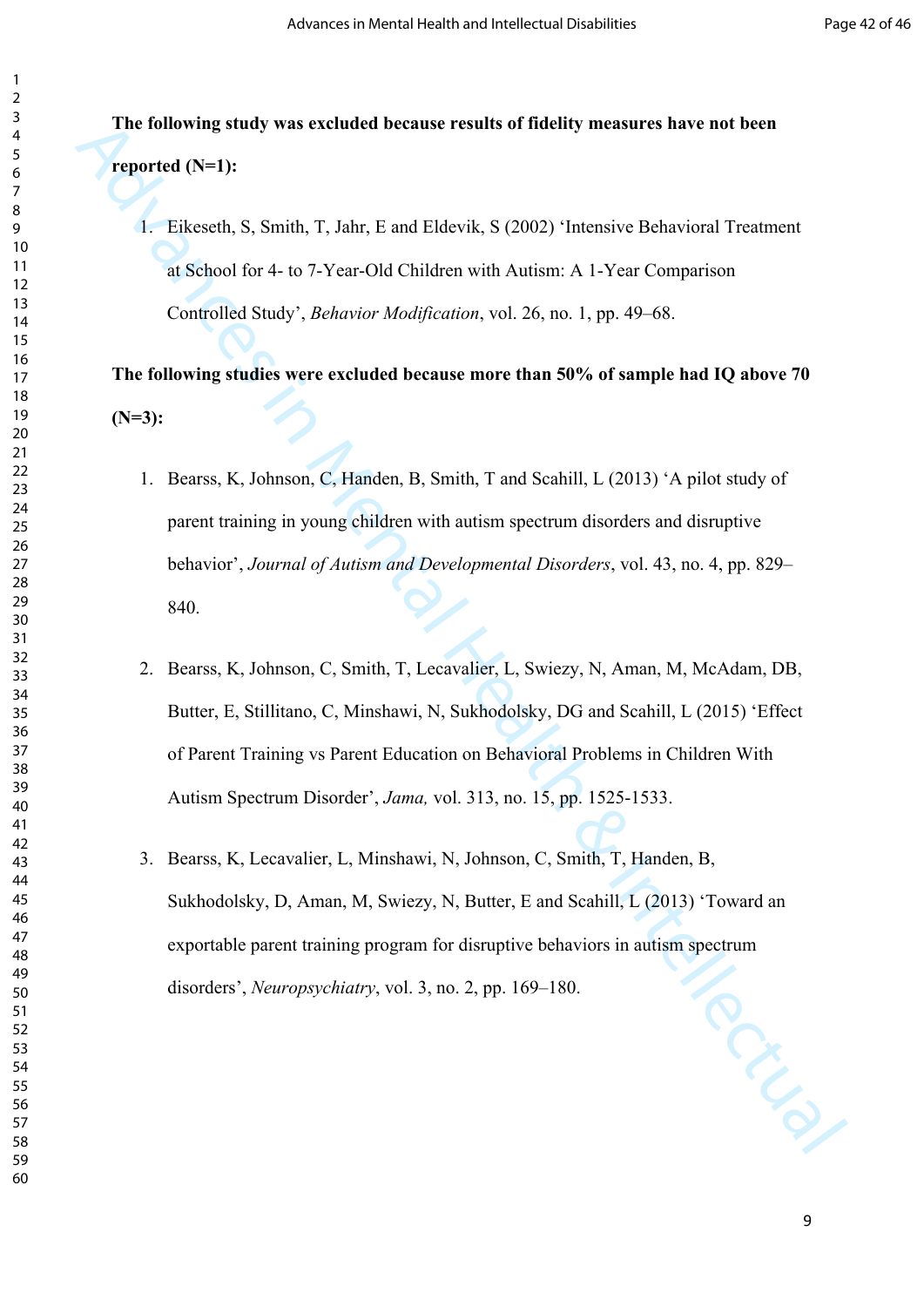**The following study was excluded because results of fidelity measures have not been reported (N=1):**

1. Eikeseth, S, Smith, T, Jahr, E and Eldevik, S (2002) 'Intensive Behavioral Treatment at School for 4- to 7-Year-Old Children with Autism: A 1-Year Comparison Controlled Study', *Behavior Modification*, vol. 26, no. 1, pp. 49–68.

**The following studies were excluded because more than 50% of sample had IQ above 70 (N=3):**

1. Bearss, K, Johnson, C, Handen, B, Smith, T and Scahill, L (2013) 'A pilot study of parent training in young children with autism spectrum disorders and disruptive behavior', *Journal of Autism and Developmental Disorders*, vol. 43, no. 4, pp. 829–840.

2. Bearss, K, Johnson, C, Smith, T, Lecavalier, L, Swiezy, N, Aman, M, McAdam, DB, Butter, E, Stillitano, C, Minshawi, N, Sukhodolsky, DG and Scahill, L (2015) 'Effect of Parent Training vs Parent Education on Behavioral Problems in Children With Autism Spectrum Disorder', *Jama,* vol. 313, no. 15, pp. 1525-1533.

3. Bearss, K, Lecavalier, L, Minshawi, N, Johnson, C, Smith, T, Handen, B, Sukhodolsky, D, Aman, M, Swiezy, N, Butter, E and Scahill, L (2013) 'Toward an exportable parent training program for disruptive behaviors in autism spectrum disorders', *Neuropsychiatry*, vol. 3, no. 2, pp. 169–180.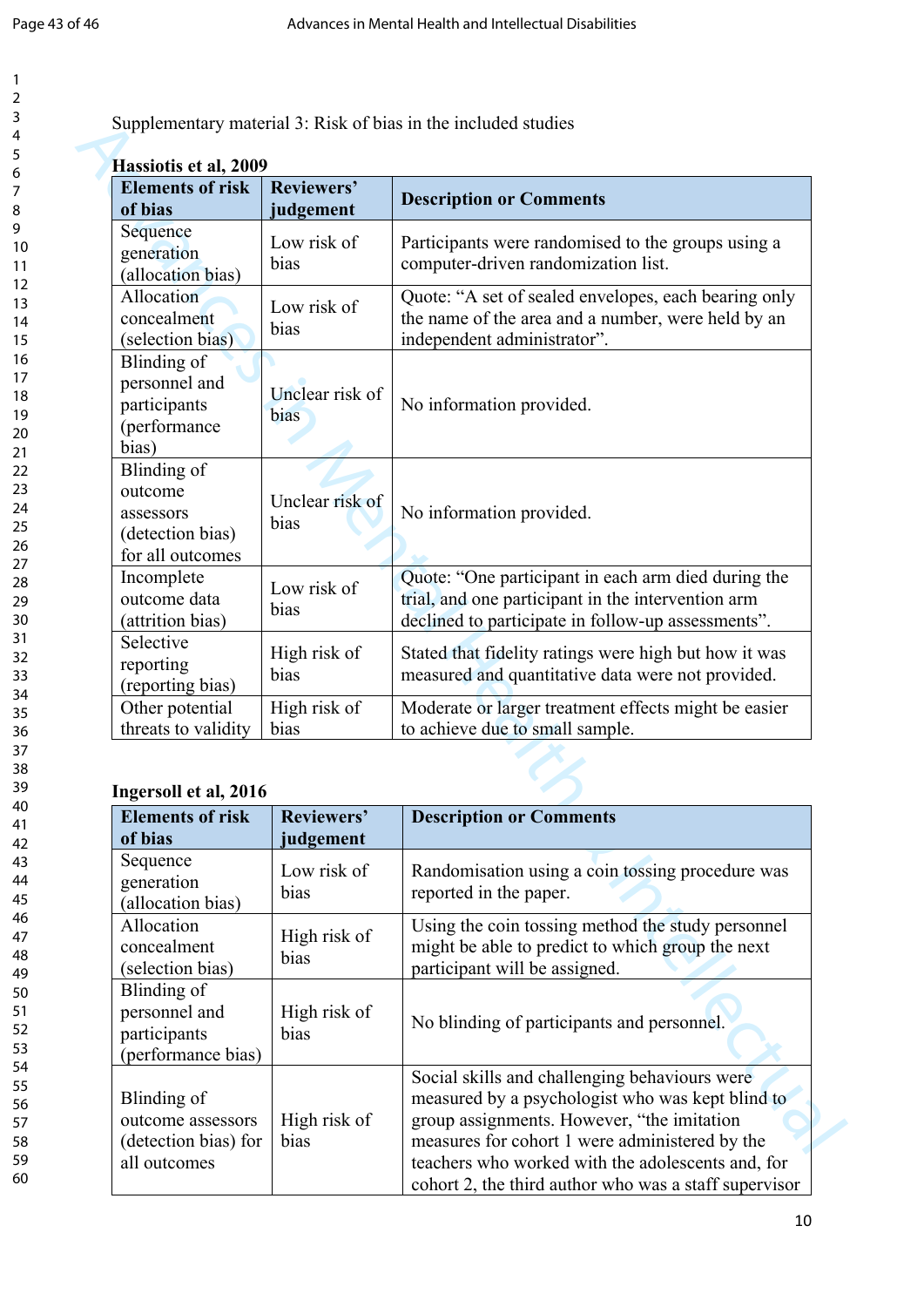Supplementary material 3: Risk of bias in the included studies

**Hassiotis et al, 2009**

| Elements of risk of bias | Reviewers' judgement | Description or Comments |
|---|---|---|
| Sequence generation (allocation bias) | Low risk of bias | Participants were randomised to the groups using a computer-driven randomization list. |
| Allocation concealment (selection bias) | Low risk of bias | Quote: "A set of sealed envelopes, each bearing only the name of the area and a number, were held by an independent administrator". |
| Blinding of personnel and participants (performance bias) | Unclear risk of bias | No information provided. |
| Blinding of outcome assessors (detection bias) for all outcomes | Unclear risk of bias | No information provided. |
| Incomplete outcome data (attrition bias) | Low risk of bias | Quote: "One participant in each arm died during the trial, and one participant in the intervention arm declined to participate in follow-up assessments". |
| Selective reporting (reporting bias) | High risk of bias | Stated that fidelity ratings were high but how it was measured and quantitative data were not provided. |
| Other potential threats to validity | High risk of bias | Moderate or larger treatment effects might be easier to achieve due to small sample. |

**Ingersoll et al, 2016**

| Elements of risk of bias | Reviewers' judgement | Description or Comments |
|---|---|---|
| Sequence generation (allocation bias) | Low risk of bias | Randomisation using a coin tossing procedure was reported in the paper. |
| Allocation concealment (selection bias) | High risk of bias | Using the coin tossing method the study personnel might be able to predict to which group the next participant will be assigned. |
| Blinding of personnel and participants (performance bias) | High risk of bias | No blinding of participants and personnel. |
| Blinding of outcome assessors (detection bias) for all outcomes | High risk of bias | Social skills and challenging behaviours were measured by a psychologist who was kept blind to group assignments. However, "the imitation measures for cohort 1 were administered by the teachers who worked with the adolescents and, for cohort 2, the third author who was a staff supervisor |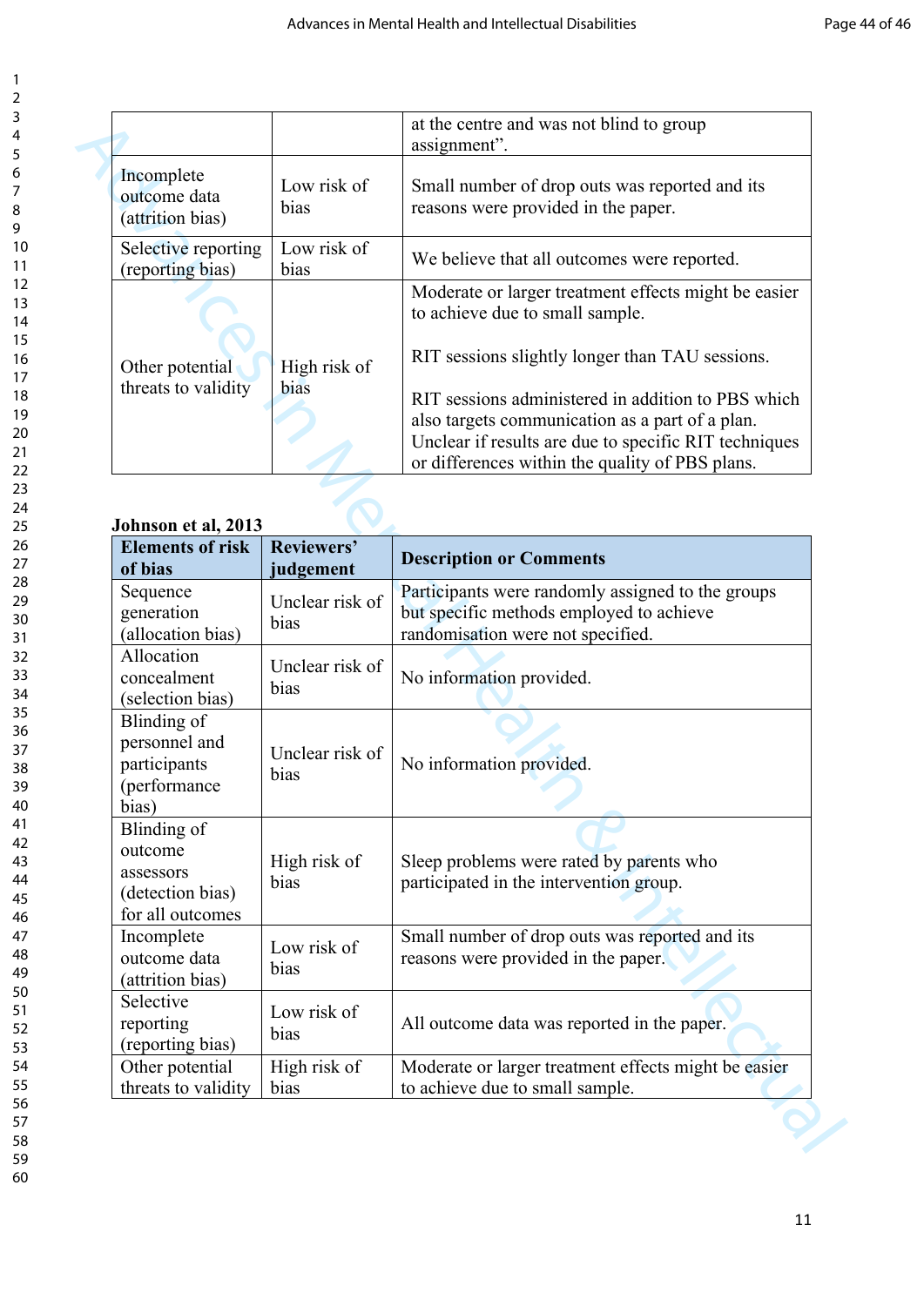|  |  | at the centre and was not blind to group assignment”. |
|---|---|---|
| Incomplete outcome data (attrition bias) | Low risk of bias | Small number of drop outs was reported and its reasons were provided in the paper. |
| Selective reporting (reporting bias) | Low risk of bias | We believe that all outcomes were reported. |
| Other potential threats to validity | High risk of bias | Moderate or larger treatment effects might be easier to achieve due to small sample.<br><br>RIT sessions slightly longer than TAU sessions.<br><br>RIT sessions administered in addition to PBS which also targets communication as a part of a plan. Unclear if results are due to specific RIT techniques or differences within the quality of PBS plans. |

**Johnson et al, 2013**

| Elements of risk of bias | Reviewers' judgement | Description or Comments |
|---|---|---|
| Sequence generation (allocation bias) | Unclear risk of bias | Participants were randomly assigned to the groups but specific methods employed to achieve randomisation were not specified. |
| Allocation concealment (selection bias) | Unclear risk of bias | No information provided. |
| Blinding of personnel and participants (performance bias) | Unclear risk of bias | No information provided. |
| Blinding of outcome assessors (detection bias) for all outcomes | High risk of bias | Sleep problems were rated by parents who participated in the intervention group. |
| Incomplete outcome data (attrition bias) | Low risk of bias | Small number of drop outs was reported and its reasons were provided in the paper. |
| Selective reporting (reporting bias) | Low risk of bias | All outcome data was reported in the paper. |
| Other potential threats to validity | High risk of bias | Moderate or larger treatment effects might be easier to achieve due to small sample. |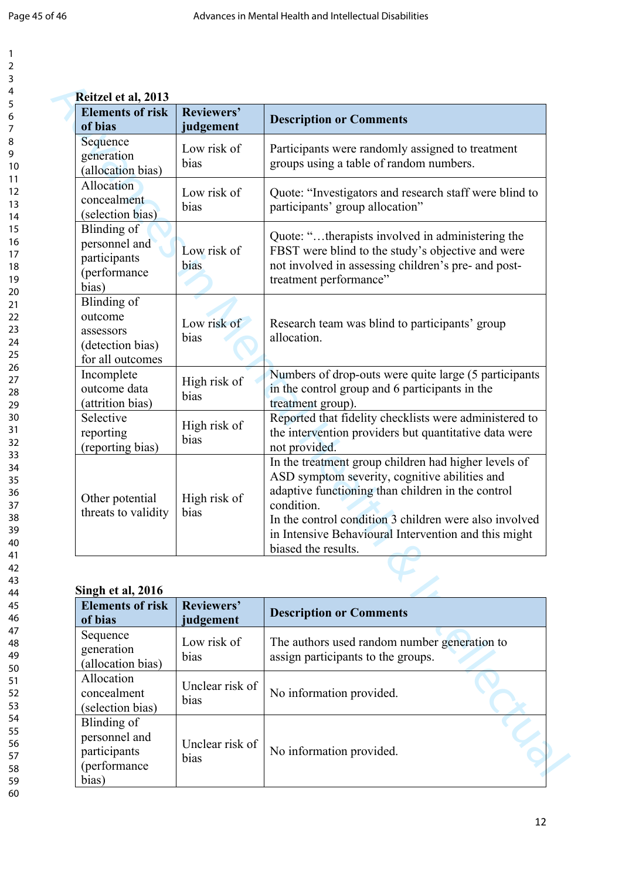**Reitzel et al, 2013**

| Elements of risk of bias | Reviewers' judgement | Description or Comments |
|---|---|---|
| Sequence generation (allocation bias) | Low risk of bias | Participants were randomly assigned to treatment groups using a table of random numbers. |
| Allocation concealment (selection bias) | Low risk of bias | Quote: "Investigators and research staff were blind to participants' group allocation" |
| Blinding of personnel and participants (performance bias) | Low risk of bias | Quote: "…therapists involved in administering the FBST were blind to the study's objective and were not involved in assessing children's pre- and post-treatment performance" |
| Blinding of outcome assessors (detection bias) for all outcomes | Low risk of bias | Research team was blind to participants' group allocation. |
| Incomplete outcome data (attrition bias) | High risk of bias | Numbers of drop-outs were quite large (5 participants in the control group and 6 participants in the treatment group). |
| Selective reporting (reporting bias) | High risk of bias | Reported that fidelity checklists were administered to the intervention providers but quantitative data were not provided. |
| Other potential threats to validity | High risk of bias | In the treatment group children had higher levels of ASD symptom severity, cognitive abilities and adaptive functioning than children in the control condition. In the control condition 3 children were also involved in Intensive Behavioural Intervention and this might biased the results. |

**Singh et al, 2016**

| Elements of risk of bias | Reviewers' judgement | Description or Comments |
|---|---|---|
| Sequence generation (allocation bias) | Low risk of bias | The authors used random number generation to assign participants to the groups. |
| Allocation concealment (selection bias) | Unclear risk of bias | No information provided. |
| Blinding of personnel and participants (performance bias) | Unclear risk of bias | No information provided. |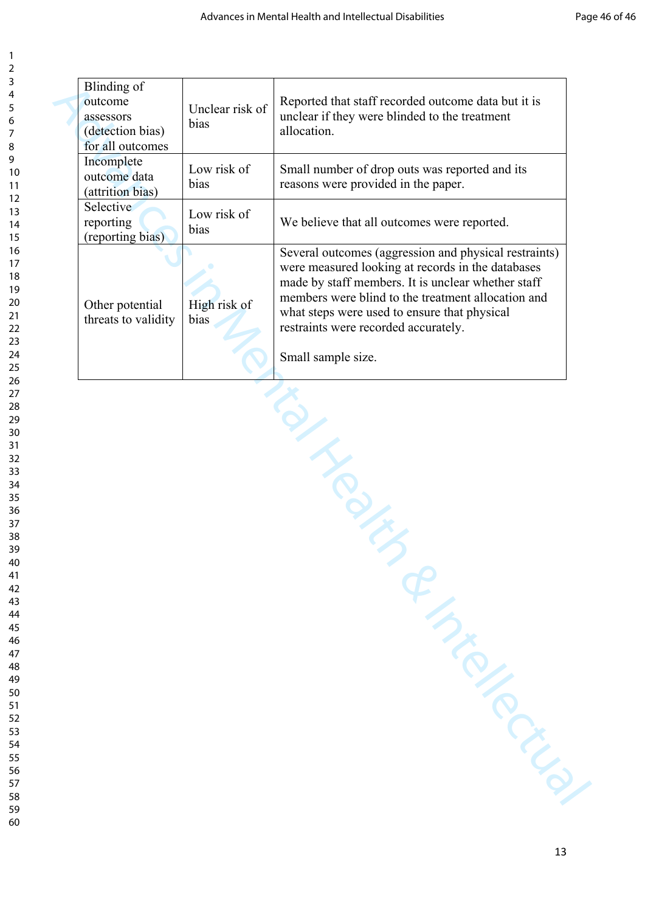| | | |
|---|---|---|
| Blinding of outcome assessors (detection bias) for all outcomes | Unclear risk of bias | Reported that staff recorded outcome data but it is unclear if they were blinded to the treatment allocation. |
| Incomplete outcome data (attrition bias) | Low risk of bias | Small number of drop outs was reported and its reasons were provided in the paper. |
| Selective reporting (reporting bias) | Low risk of bias | We believe that all outcomes were reported. |
| Other potential threats to validity | High risk of bias | Several outcomes (aggression and physical restraints) were measured looking at records in the databases made by staff members. It is unclear whether staff members were blind to the treatment allocation and what steps were used to ensure that physical restraints were recorded accurately.<br><br>Small sample size. |